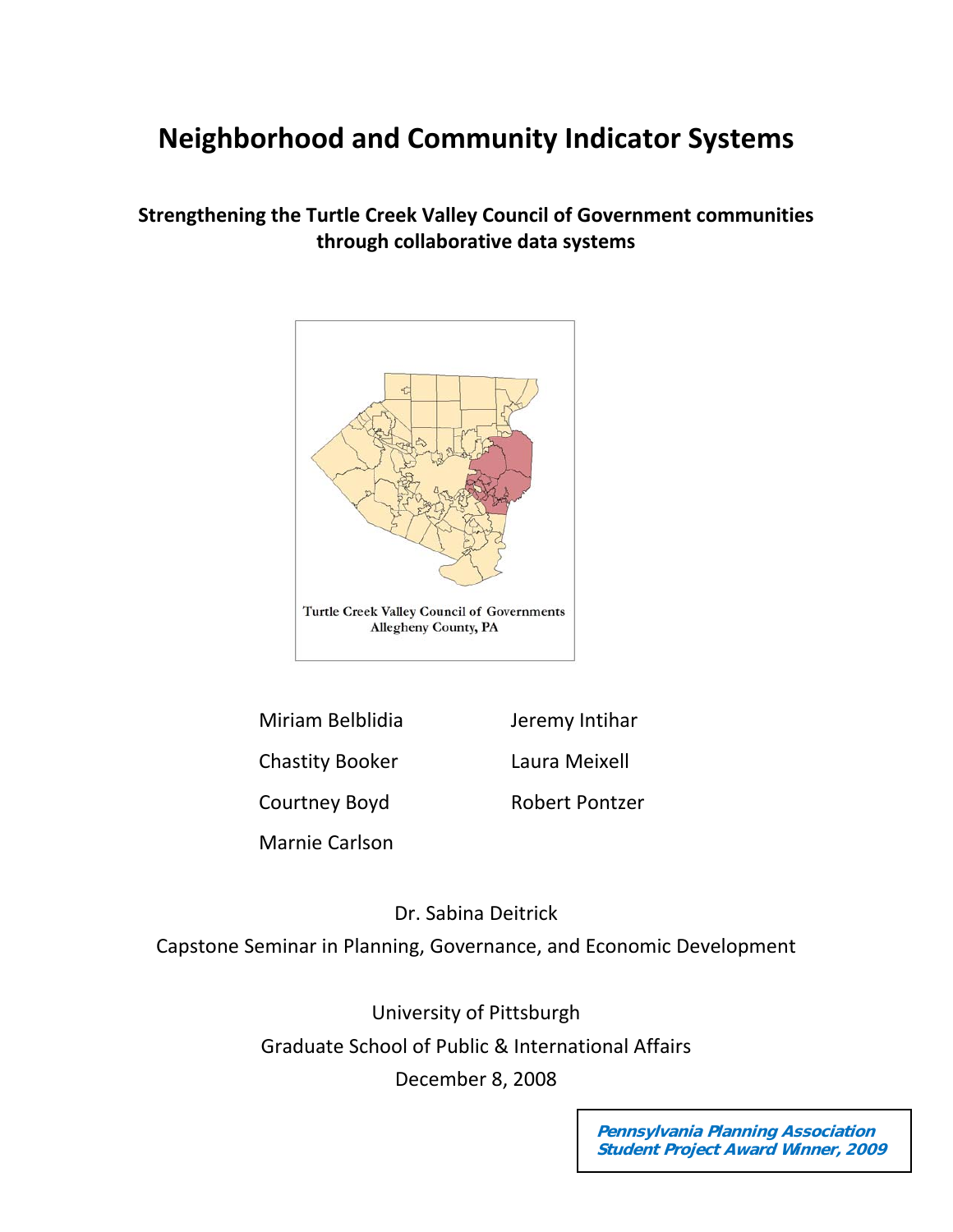# Neighborhood and Community Indicator Systems

**Strengthening the Turtle Creek Valley Council of Government communities through collaborative data systems**

Turtle Creek Valley Council of Governments
Allegheny County, PA

Miriam Belblidia

Chastity Booker

Courtney Boyd

Marnie Carlson

Jeremy Intihar

Laura Meixell

Robert Pontzer

Dr. Sabina Deitrick

Capstone Seminar in Planning, Governance, and Economic Development

University of Pittsburgh

Graduate School of Public & International Affairs

December 8, 2008

***Pennsylvania Planning Association Student Project Award Winner, 2009***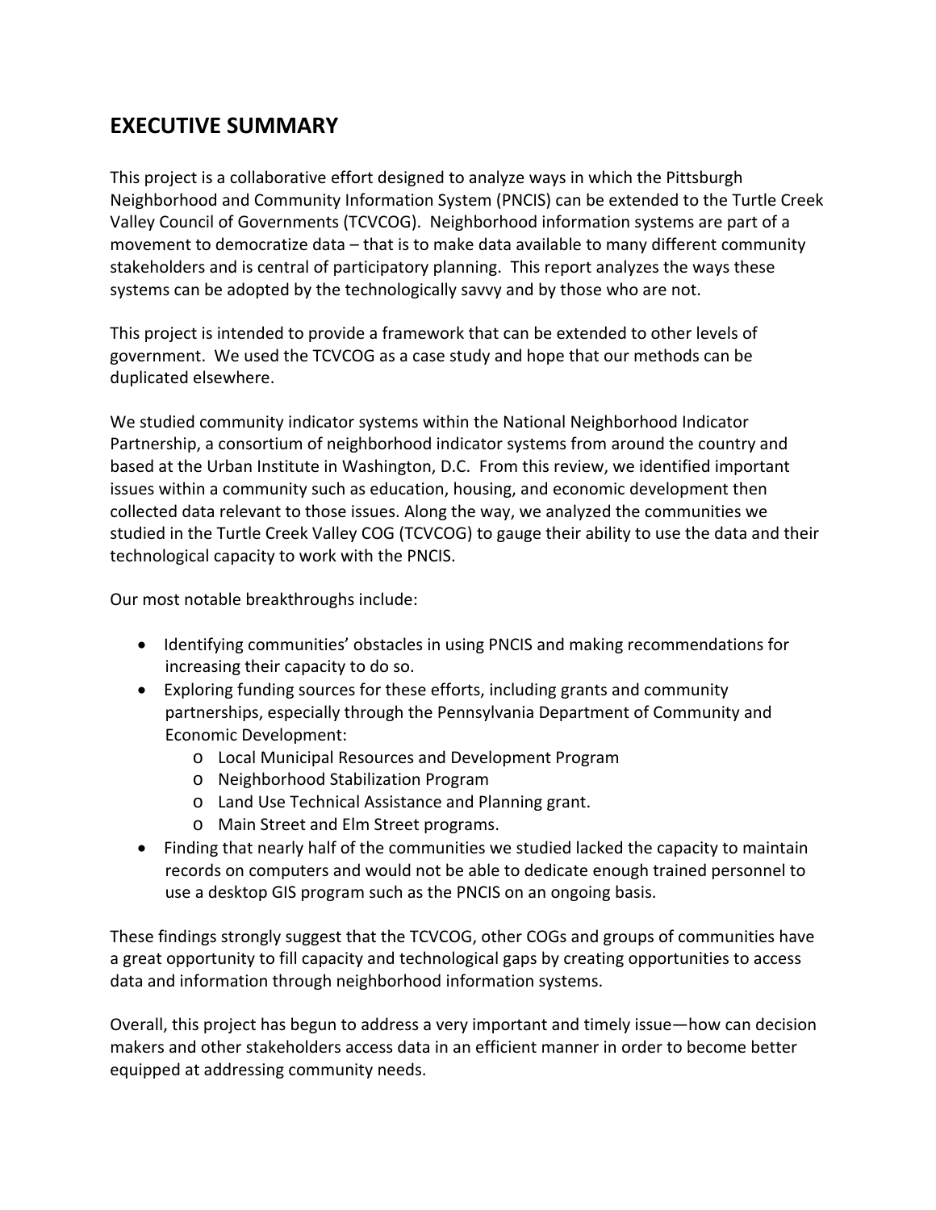## EXECUTIVE SUMMARY

This project is a collaborative effort designed to analyze ways in which the Pittsburgh Neighborhood and Community Information System (PNCIS) can be extended to the Turtle Creek Valley Council of Governments (TCVCOG). Neighborhood information systems are part of a movement to democratize data – that is to make data available to many different community stakeholders and is central of participatory planning. This report analyzes the ways these systems can be adopted by the technologically savvy and by those who are not.

This project is intended to provide a framework that can be extended to other levels of government. We used the TCVCOG as a case study and hope that our methods can be duplicated elsewhere.

We studied community indicator systems within the National Neighborhood Indicator Partnership, a consortium of neighborhood indicator systems from around the country and based at the Urban Institute in Washington, D.C. From this review, we identified important issues within a community such as education, housing, and economic development then collected data relevant to those issues. Along the way, we analyzed the communities we studied in the Turtle Creek Valley COG (TCVCOG) to gauge their ability to use the data and their technological capacity to work with the PNCIS.

Our most notable breakthroughs include:

- Identifying communities' obstacles in using PNCIS and making recommendations for increasing their capacity to do so.
- Exploring funding sources for these efforts, including grants and community partnerships, especially through the Pennsylvania Department of Community and Economic Development:
  - Local Municipal Resources and Development Program
  - Neighborhood Stabilization Program
  - Land Use Technical Assistance and Planning grant.
  - Main Street and Elm Street programs.
- Finding that nearly half of the communities we studied lacked the capacity to maintain records on computers and would not be able to dedicate enough trained personnel to use a desktop GIS program such as the PNCIS on an ongoing basis.

These findings strongly suggest that the TCVCOG, other COGs and groups of communities have a great opportunity to fill capacity and technological gaps by creating opportunities to access data and information through neighborhood information systems.

Overall, this project has begun to address a very important and timely issue—how can decision makers and other stakeholders access data in an efficient manner in order to become better equipped at addressing community needs.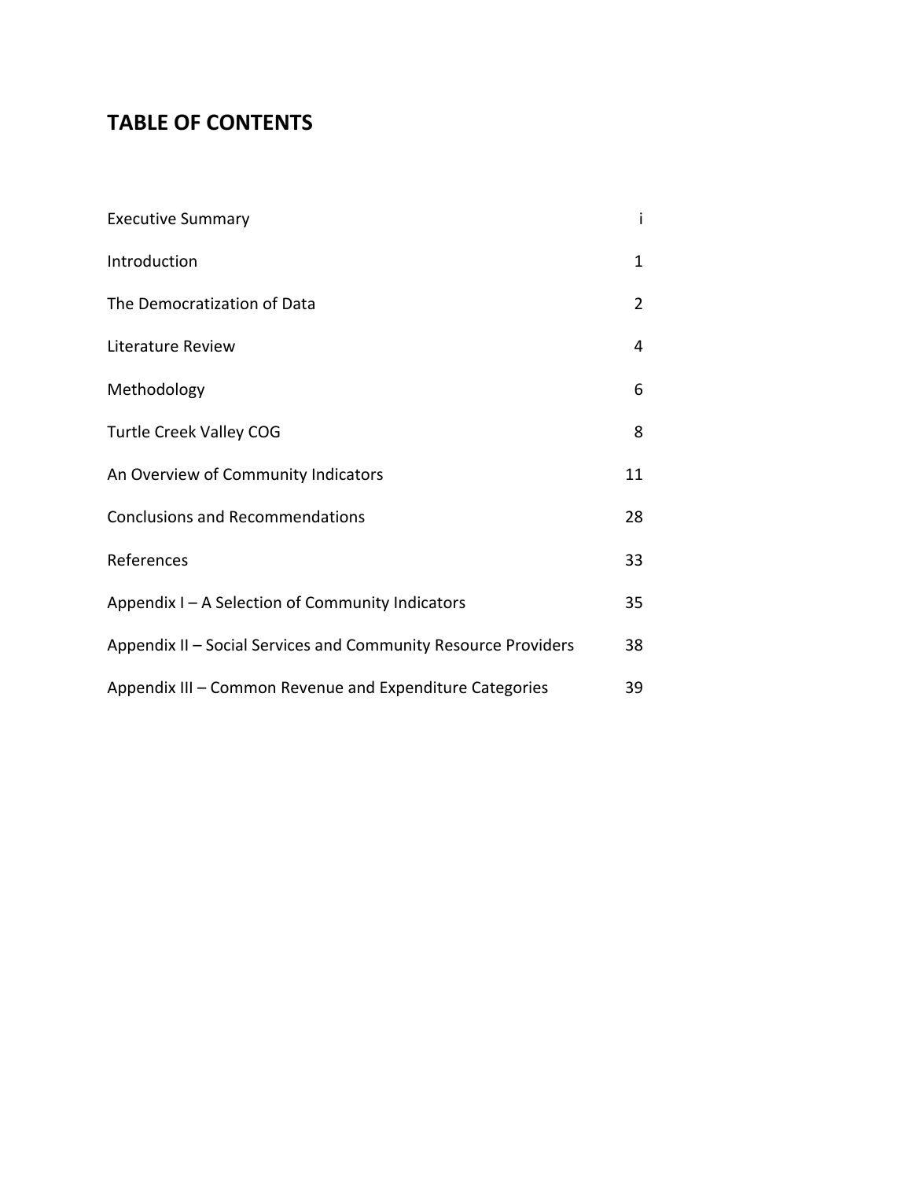# TABLE OF CONTENTS

| | |
|---|---|
| Executive Summary | i |
| Introduction | 1 |
| The Democratization of Data | 2 |
| Literature Review | 4 |
| Methodology | 6 |
| Turtle Creek Valley COG | 8 |
| An Overview of Community Indicators | 11 |
| Conclusions and Recommendations | 28 |
| References | 33 |
| Appendix I – A Selection of Community Indicators | 35 |
| Appendix II – Social Services and Community Resource Providers | 38 |
| Appendix III – Common Revenue and Expenditure Categories | 39 |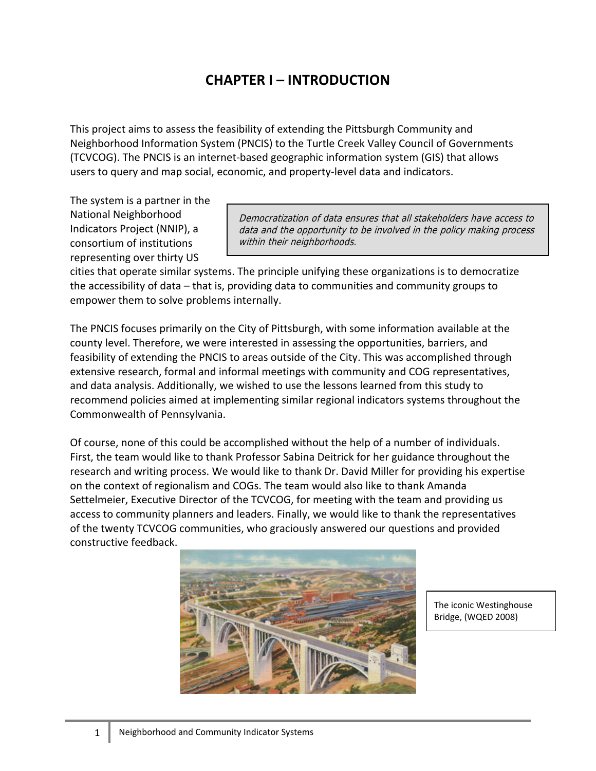# CHAPTER I – INTRODUCTION

This project aims to assess the feasibility of extending the Pittsburgh Community and Neighborhood Information System (PNCIS) to the Turtle Creek Valley Council of Governments (TCVCOG). The PNCIS is an internet-based geographic information system (GIS) that allows users to query and map social, economic, and property-level data and indicators.

> *Democratization of data ensures that all stakeholders have access to data and the opportunity to be involved in the policy making process within their neighborhoods.*

The system is a partner in the National Neighborhood Indicators Project (NNIP), a consortium of institutions representing over thirty US cities that operate similar systems. The principle unifying these organizations is to democratize the accessibility of data – that is, providing data to communities and community groups to empower them to solve problems internally.

The PNCIS focuses primarily on the City of Pittsburgh, with some information available at the county level. Therefore, we were interested in assessing the opportunities, barriers, and feasibility of extending the PNCIS to areas outside of the City. This was accomplished through extensive research, formal and informal meetings with community and COG representatives, and data analysis. Additionally, we wished to use the lessons learned from this study to recommend policies aimed at implementing similar regional indicators systems throughout the Commonwealth of Pennsylvania.

Of course, none of this could be accomplished without the help of a number of individuals. First, the team would like to thank Professor Sabina Deitrick for her guidance throughout the research and writing process. We would like to thank Dr. David Miller for providing his expertise on the context of regionalism and COGs. The team would also like to thank Amanda Settelmeier, Executive Director of the TCVCOG, for meeting with the team and providing us access to community planners and leaders. Finally, we would like to thank the representatives of the twenty TCVCOG communities, who graciously answered our questions and provided constructive feedback.

The iconic Westinghouse Bridge, (WQED 2008)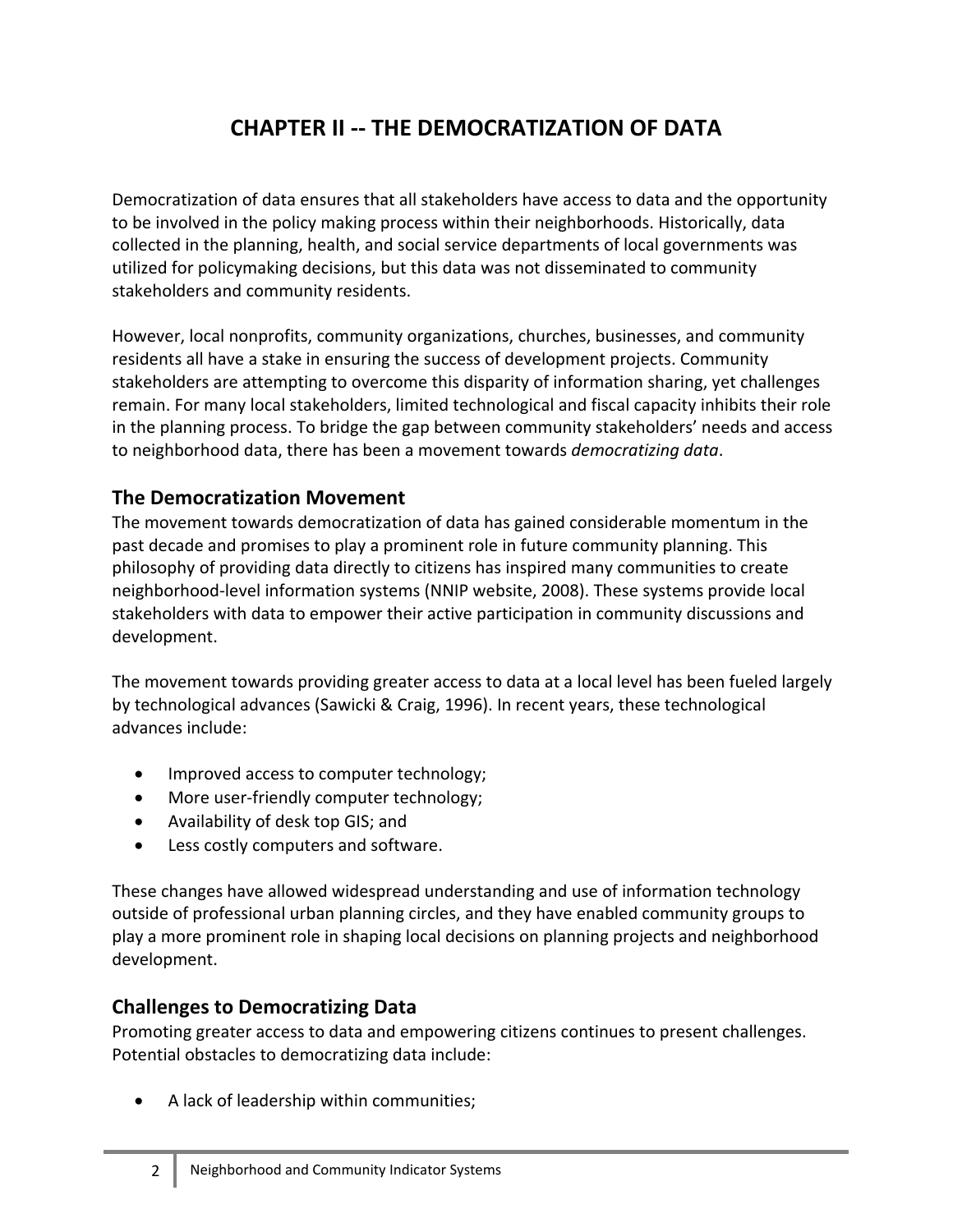# CHAPTER II -- THE DEMOCRATIZATION OF DATA

Democratization of data ensures that all stakeholders have access to data and the opportunity to be involved in the policy making process within their neighborhoods. Historically, data collected in the planning, health, and social service departments of local governments was utilized for policymaking decisions, but this data was not disseminated to community stakeholders and community residents.

However, local nonprofits, community organizations, churches, businesses, and community residents all have a stake in ensuring the success of development projects. Community stakeholders are attempting to overcome this disparity of information sharing, yet challenges remain. For many local stakeholders, limited technological and fiscal capacity inhibits their role in the planning process. To bridge the gap between community stakeholders' needs and access to neighborhood data, there has been a movement towards *democratizing data*.

## The Democratization Movement

The movement towards democratization of data has gained considerable momentum in the past decade and promises to play a prominent role in future community planning. This philosophy of providing data directly to citizens has inspired many communities to create neighborhood-level information systems (NNIP website, 2008). These systems provide local stakeholders with data to empower their active participation in community discussions and development.

The movement towards providing greater access to data at a local level has been fueled largely by technological advances (Sawicki & Craig, 1996). In recent years, these technological advances include:

- Improved access to computer technology;
- More user-friendly computer technology;
- Availability of desk top GIS; and
- Less costly computers and software.

These changes have allowed widespread understanding and use of information technology outside of professional urban planning circles, and they have enabled community groups to play a more prominent role in shaping local decisions on planning projects and neighborhood development.

## Challenges to Democratizing Data

Promoting greater access to data and empowering citizens continues to present challenges. Potential obstacles to democratizing data include:

- A lack of leadership within communities;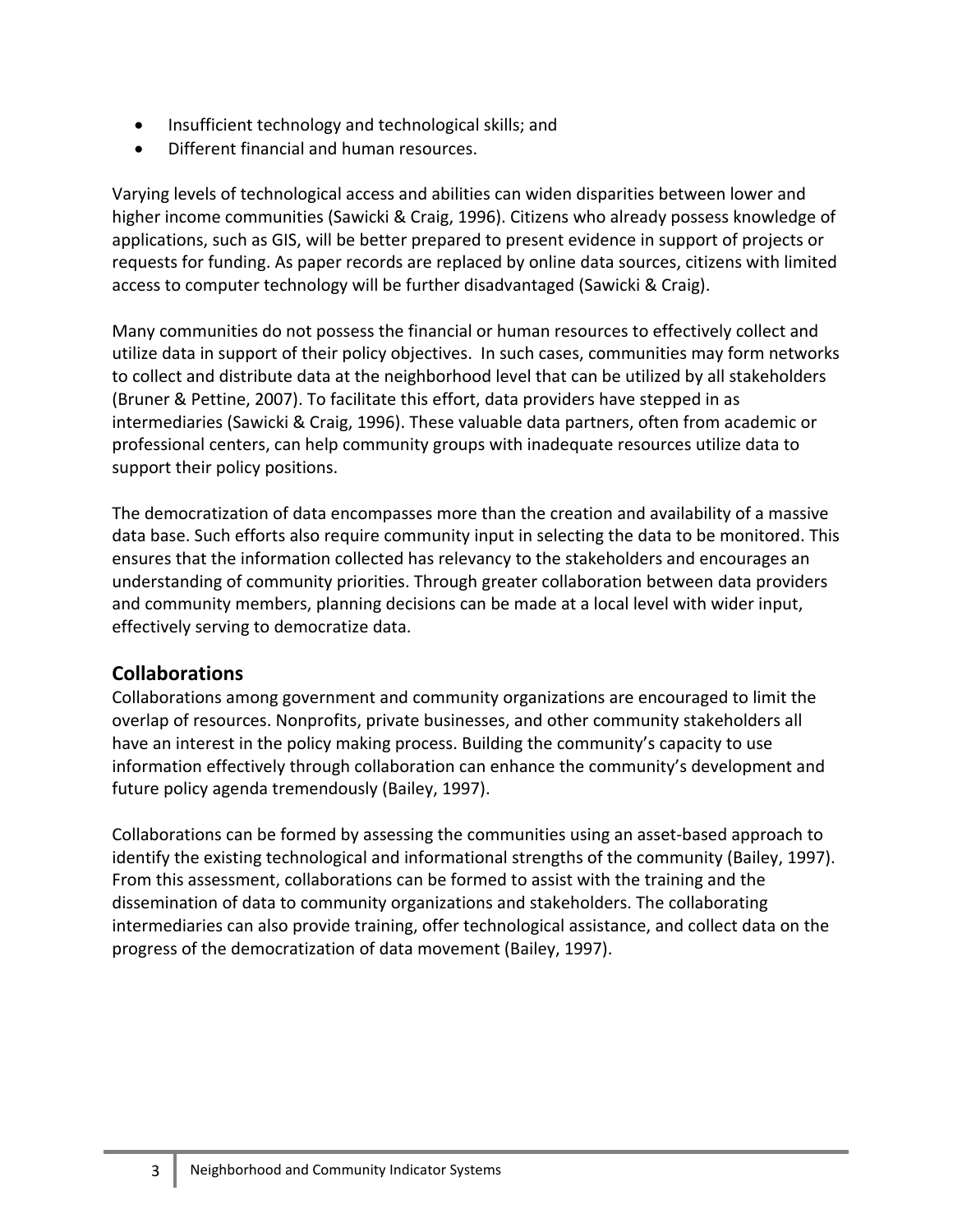- Insufficient technology and technological skills; and
- Different financial and human resources.

Varying levels of technological access and abilities can widen disparities between lower and higher income communities (Sawicki & Craig, 1996). Citizens who already possess knowledge of applications, such as GIS, will be better prepared to present evidence in support of projects or requests for funding. As paper records are replaced by online data sources, citizens with limited access to computer technology will be further disadvantaged (Sawicki & Craig).

Many communities do not possess the financial or human resources to effectively collect and utilize data in support of their policy objectives. In such cases, communities may form networks to collect and distribute data at the neighborhood level that can be utilized by all stakeholders (Bruner & Pettine, 2007). To facilitate this effort, data providers have stepped in as intermediaries (Sawicki & Craig, 1996). These valuable data partners, often from academic or professional centers, can help community groups with inadequate resources utilize data to support their policy positions.

The democratization of data encompasses more than the creation and availability of a massive data base. Such efforts also require community input in selecting the data to be monitored. This ensures that the information collected has relevancy to the stakeholders and encourages an understanding of community priorities. Through greater collaboration between data providers and community members, planning decisions can be made at a local level with wider input, effectively serving to democratize data.

## Collaborations

Collaborations among government and community organizations are encouraged to limit the overlap of resources. Nonprofits, private businesses, and other community stakeholders all have an interest in the policy making process. Building the community's capacity to use information effectively through collaboration can enhance the community's development and future policy agenda tremendously (Bailey, 1997).

Collaborations can be formed by assessing the communities using an asset-based approach to identify the existing technological and informational strengths of the community (Bailey, 1997). From this assessment, collaborations can be formed to assist with the training and the dissemination of data to community organizations and stakeholders. The collaborating intermediaries can also provide training, offer technological assistance, and collect data on the progress of the democratization of data movement (Bailey, 1997).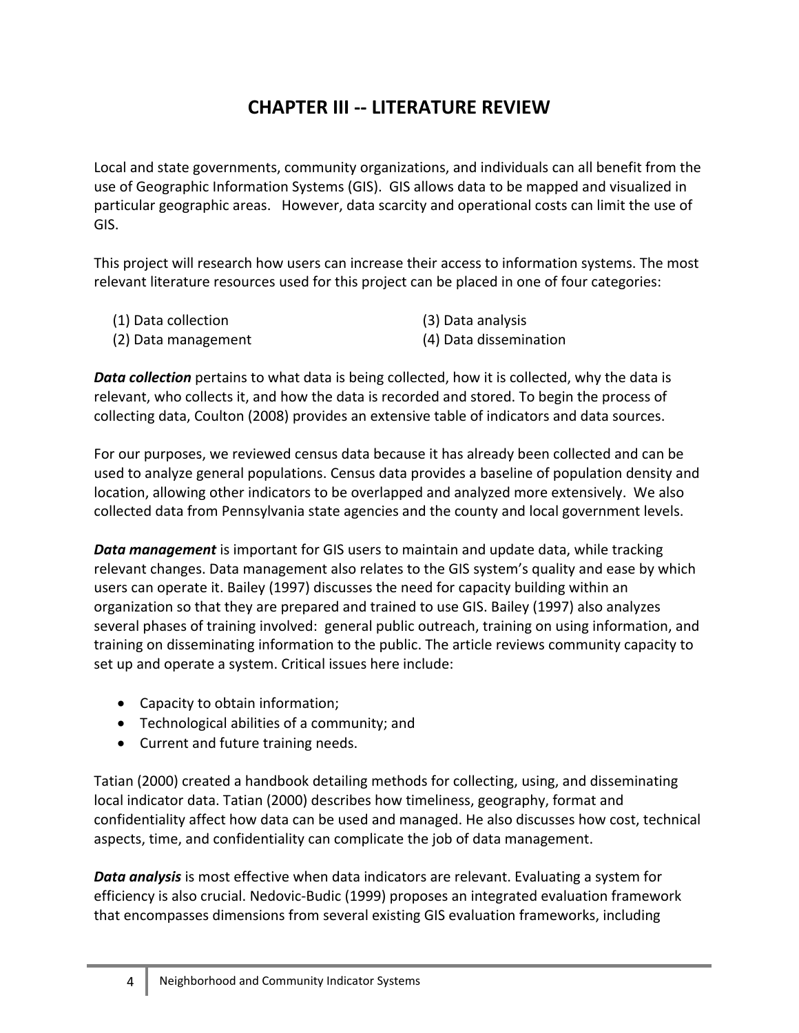# CHAPTER III -- LITERATURE REVIEW

Local and state governments, community organizations, and individuals can all benefit from the use of Geographic Information Systems (GIS). GIS allows data to be mapped and visualized in particular geographic areas. However, data scarcity and operational costs can limit the use of GIS.

This project will research how users can increase their access to information systems. The most relevant literature resources used for this project can be placed in one of four categories:

(1) Data collection
(2) Data management
(3) Data analysis
(4) Data dissemination

***Data collection*** pertains to what data is being collected, how it is collected, why the data is relevant, who collects it, and how the data is recorded and stored. To begin the process of collecting data, Coulton (2008) provides an extensive table of indicators and data sources.

For our purposes, we reviewed census data because it has already been collected and can be used to analyze general populations. Census data provides a baseline of population density and location, allowing other indicators to be overlapped and analyzed more extensively. We also collected data from Pennsylvania state agencies and the county and local government levels.

***Data management*** is important for GIS users to maintain and update data, while tracking relevant changes. Data management also relates to the GIS system's quality and ease by which users can operate it. Bailey (1997) discusses the need for capacity building within an organization so that they are prepared and trained to use GIS. Bailey (1997) also analyzes several phases of training involved: general public outreach, training on using information, and training on disseminating information to the public. The article reviews community capacity to set up and operate a system. Critical issues here include:

- Capacity to obtain information;
- Technological abilities of a community; and
- Current and future training needs.

Tatian (2000) created a handbook detailing methods for collecting, using, and disseminating local indicator data. Tatian (2000) describes how timeliness, geography, format and confidentiality affect how data can be used and managed. He also discusses how cost, technical aspects, time, and confidentiality can complicate the job of data management.

***Data analysis*** is most effective when data indicators are relevant. Evaluating a system for efficiency is also crucial. Nedovic-Budic (1999) proposes an integrated evaluation framework that encompasses dimensions from several existing GIS evaluation frameworks, including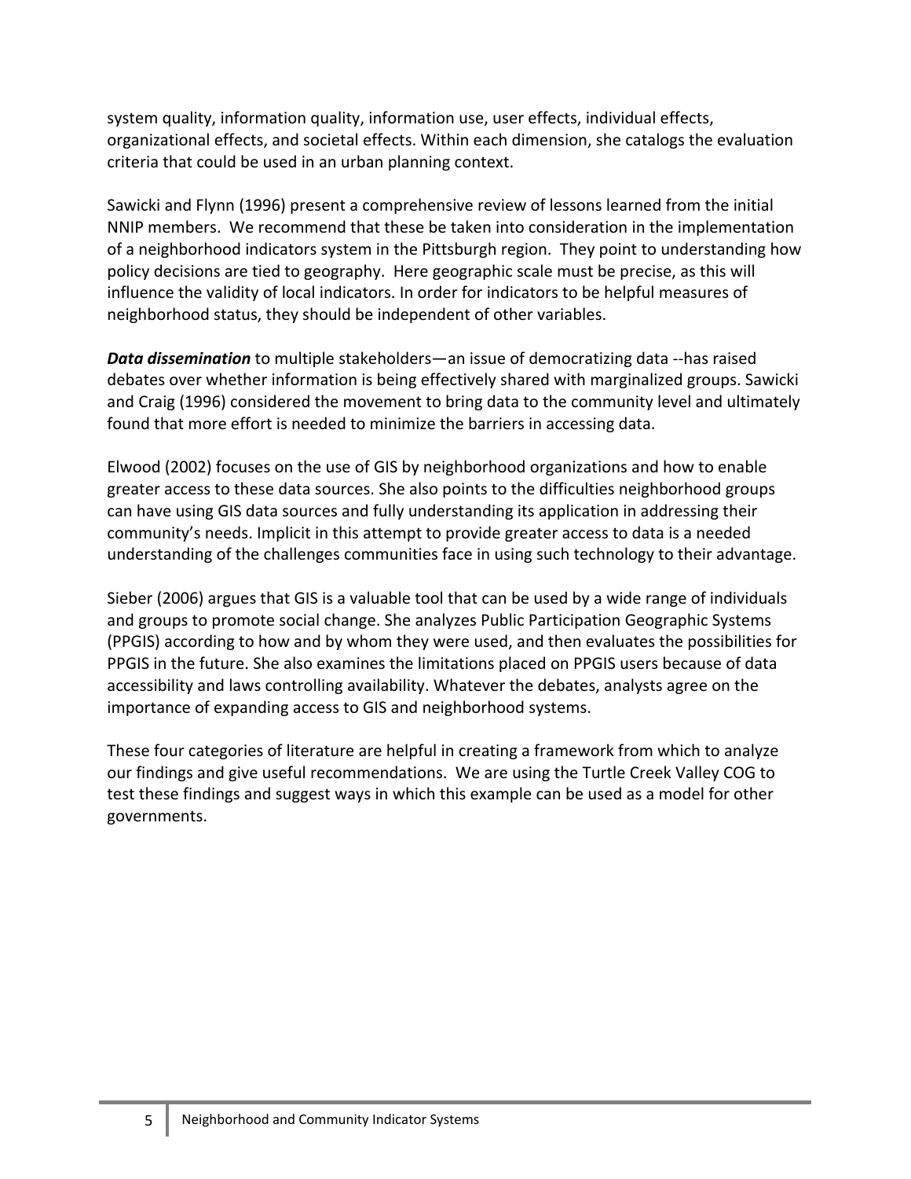system quality, information quality, information use, user effects, individual effects, organizational effects, and societal effects. Within each dimension, she catalogs the evaluation criteria that could be used in an urban planning context.

Sawicki and Flynn (1996) present a comprehensive review of lessons learned from the initial NNIP members. We recommend that these be taken into consideration in the implementation of a neighborhood indicators system in the Pittsburgh region. They point to understanding how policy decisions are tied to geography. Here geographic scale must be precise, as this will influence the validity of local indicators. In order for indicators to be helpful measures of neighborhood status, they should be independent of other variables.

***Data dissemination*** to multiple stakeholders—an issue of democratizing data --has raised debates over whether information is being effectively shared with marginalized groups. Sawicki and Craig (1996) considered the movement to bring data to the community level and ultimately found that more effort is needed to minimize the barriers in accessing data.

Elwood (2002) focuses on the use of GIS by neighborhood organizations and how to enable greater access to these data sources. She also points to the difficulties neighborhood groups can have using GIS data sources and fully understanding its application in addressing their community's needs. Implicit in this attempt to provide greater access to data is a needed understanding of the challenges communities face in using such technology to their advantage.

Sieber (2006) argues that GIS is a valuable tool that can be used by a wide range of individuals and groups to promote social change. She analyzes Public Participation Geographic Systems (PPGIS) according to how and by whom they were used, and then evaluates the possibilities for PPGIS in the future. She also examines the limitations placed on PPGIS users because of data accessibility and laws controlling availability. Whatever the debates, analysts agree on the importance of expanding access to GIS and neighborhood systems.

These four categories of literature are helpful in creating a framework from which to analyze our findings and give useful recommendations. We are using the Turtle Creek Valley COG to test these findings and suggest ways in which this example can be used as a model for other governments.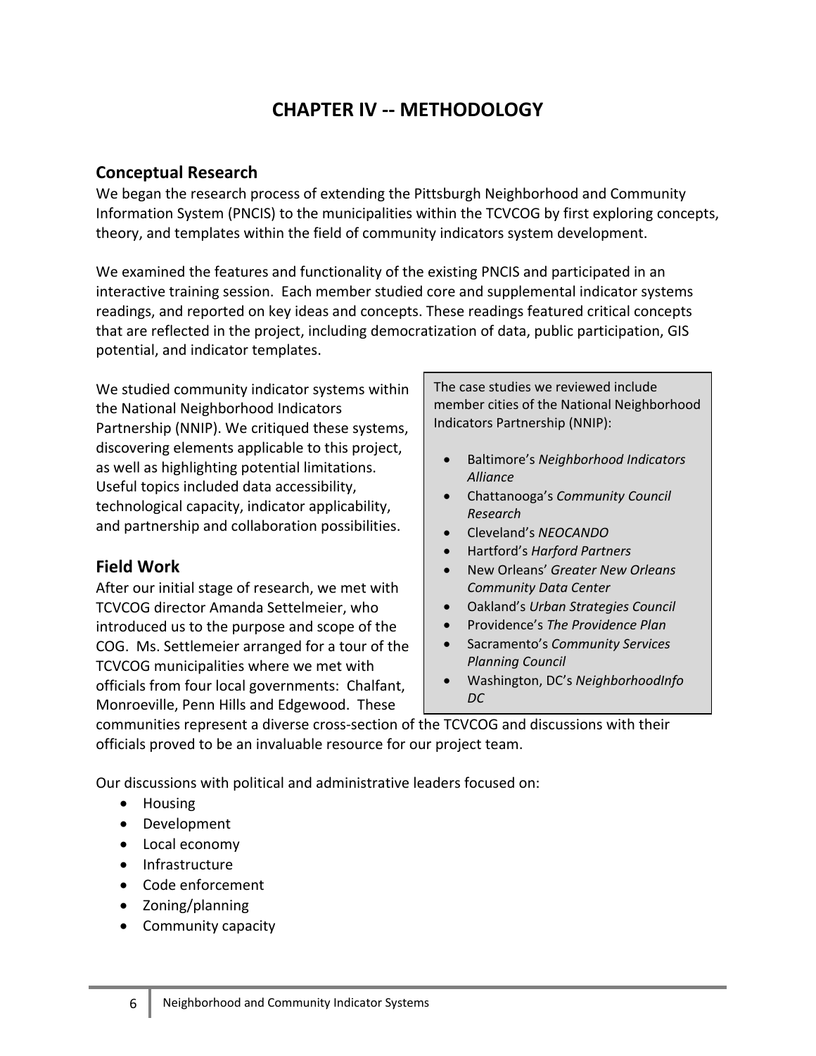# CHAPTER IV -- METHODOLOGY

## Conceptual Research

We began the research process of extending the Pittsburgh Neighborhood and Community Information System (PNCIS) to the municipalities within the TCVCOG by first exploring concepts, theory, and templates within the field of community indicators system development.

We examined the features and functionality of the existing PNCIS and participated in an interactive training session. Each member studied core and supplemental indicator systems readings, and reported on key ideas and concepts. These readings featured critical concepts that are reflected in the project, including democratization of data, public participation, GIS potential, and indicator templates.

We studied community indicator systems within the National Neighborhood Indicators Partnership (NNIP). We critiqued these systems, discovering elements applicable to this project, as well as highlighting potential limitations. Useful topics included data accessibility, technological capacity, indicator applicability, and partnership and collaboration possibilities.

> The case studies we reviewed include member cities of the National Neighborhood Indicators Partnership (NNIP):
>
> - Baltimore's *Neighborhood Indicators Alliance*
> - Chattanooga's *Community Council Research*
> - Cleveland's *NEOCANDO*
> - Hartford's *Harford Partners*
> - New Orleans' *Greater New Orleans Community Data Center*
> - Oakland's *Urban Strategies Council*
> - Providence's *The Providence Plan*
> - Sacramento's *Community Services Planning Council*
> - Washington, DC's *NeighborhoodInfo DC*

## Field Work

After our initial stage of research, we met with TCVCOG director Amanda Settelmeier, who introduced us to the purpose and scope of the COG. Ms. Settlemeier arranged for a tour of the TCVCOG municipalities where we met with officials from four local governments: Chalfant, Monroeville, Penn Hills and Edgewood. These communities represent a diverse cross-section of the TCVCOG and discussions with their officials proved to be an invaluable resource for our project team.

Our discussions with political and administrative leaders focused on:

- Housing
- Development
- Local economy
- Infrastructure
- Code enforcement
- Zoning/planning
- Community capacity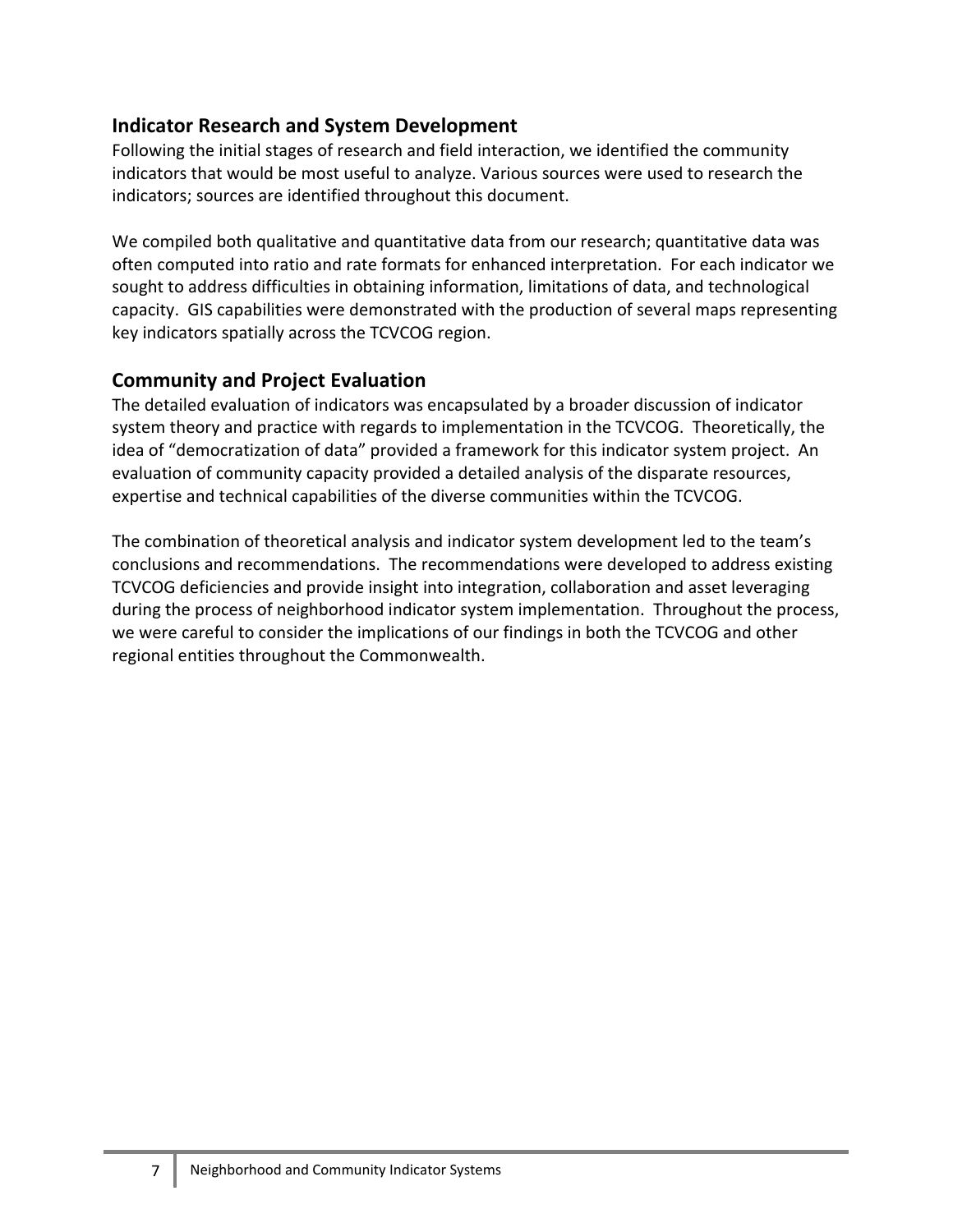## Indicator Research and System Development

Following the initial stages of research and field interaction, we identified the community indicators that would be most useful to analyze. Various sources were used to research the indicators; sources are identified throughout this document.

We compiled both qualitative and quantitative data from our research; quantitative data was often computed into ratio and rate formats for enhanced interpretation. For each indicator we sought to address difficulties in obtaining information, limitations of data, and technological capacity. GIS capabilities were demonstrated with the production of several maps representing key indicators spatially across the TCVCOG region.

## Community and Project Evaluation

The detailed evaluation of indicators was encapsulated by a broader discussion of indicator system theory and practice with regards to implementation in the TCVCOG. Theoretically, the idea of "democratization of data" provided a framework for this indicator system project. An evaluation of community capacity provided a detailed analysis of the disparate resources, expertise and technical capabilities of the diverse communities within the TCVCOG.

The combination of theoretical analysis and indicator system development led to the team's conclusions and recommendations. The recommendations were developed to address existing TCVCOG deficiencies and provide insight into integration, collaboration and asset leveraging during the process of neighborhood indicator system implementation. Throughout the process, we were careful to consider the implications of our findings in both the TCVCOG and other regional entities throughout the Commonwealth.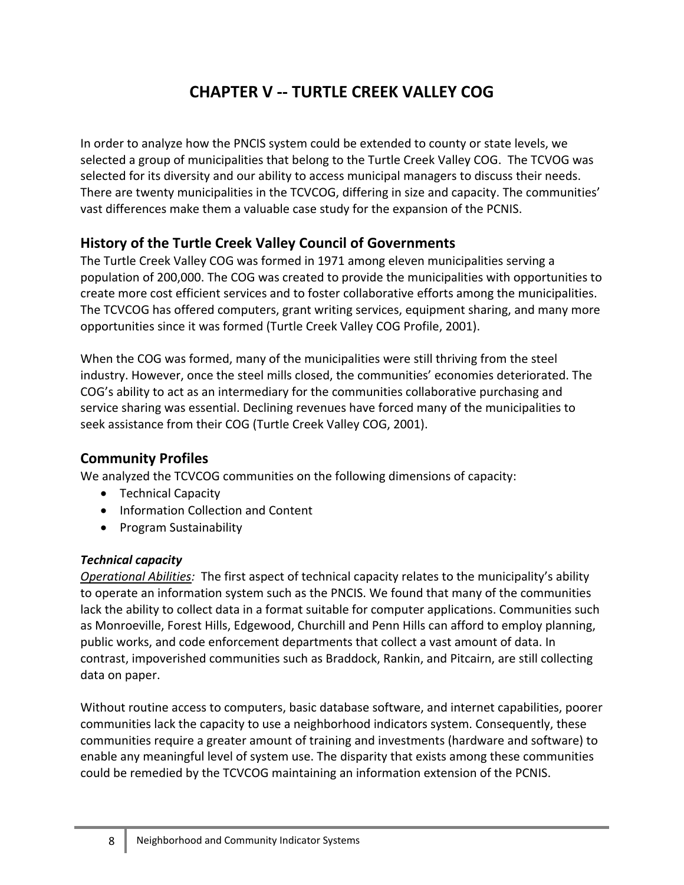# CHAPTER V -- TURTLE CREEK VALLEY COG

In order to analyze how the PNCIS system could be extended to county or state levels, we selected a group of municipalities that belong to the Turtle Creek Valley COG. The TCVOG was selected for its diversity and our ability to access municipal managers to discuss their needs. There are twenty municipalities in the TCVCOG, differing in size and capacity. The communities' vast differences make them a valuable case study for the expansion of the PCNIS.

## History of the Turtle Creek Valley Council of Governments

The Turtle Creek Valley COG was formed in 1971 among eleven municipalities serving a population of 200,000. The COG was created to provide the municipalities with opportunities to create more cost efficient services and to foster collaborative efforts among the municipalities. The TCVCOG has offered computers, grant writing services, equipment sharing, and many more opportunities since it was formed (Turtle Creek Valley COG Profile, 2001).

When the COG was formed, many of the municipalities were still thriving from the steel industry. However, once the steel mills closed, the communities' economies deteriorated. The COG's ability to act as an intermediary for the communities collaborative purchasing and service sharing was essential. Declining revenues have forced many of the municipalities to seek assistance from their COG (Turtle Creek Valley COG, 2001).

## Community Profiles

We analyzed the TCVCOG communities on the following dimensions of capacity:

- Technical Capacity
- Information Collection and Content
- Program Sustainability

### *Technical capacity*

*Operational Abilities:* The first aspect of technical capacity relates to the municipality's ability to operate an information system such as the PNCIS. We found that many of the communities lack the ability to collect data in a format suitable for computer applications. Communities such as Monroeville, Forest Hills, Edgewood, Churchill and Penn Hills can afford to employ planning, public works, and code enforcement departments that collect a vast amount of data. In contrast, impoverished communities such as Braddock, Rankin, and Pitcairn, are still collecting data on paper.

Without routine access to computers, basic database software, and internet capabilities, poorer communities lack the capacity to use a neighborhood indicators system. Consequently, these communities require a greater amount of training and investments (hardware and software) to enable any meaningful level of system use. The disparity that exists among these communities could be remedied by the TCVCOG maintaining an information extension of the PCNIS.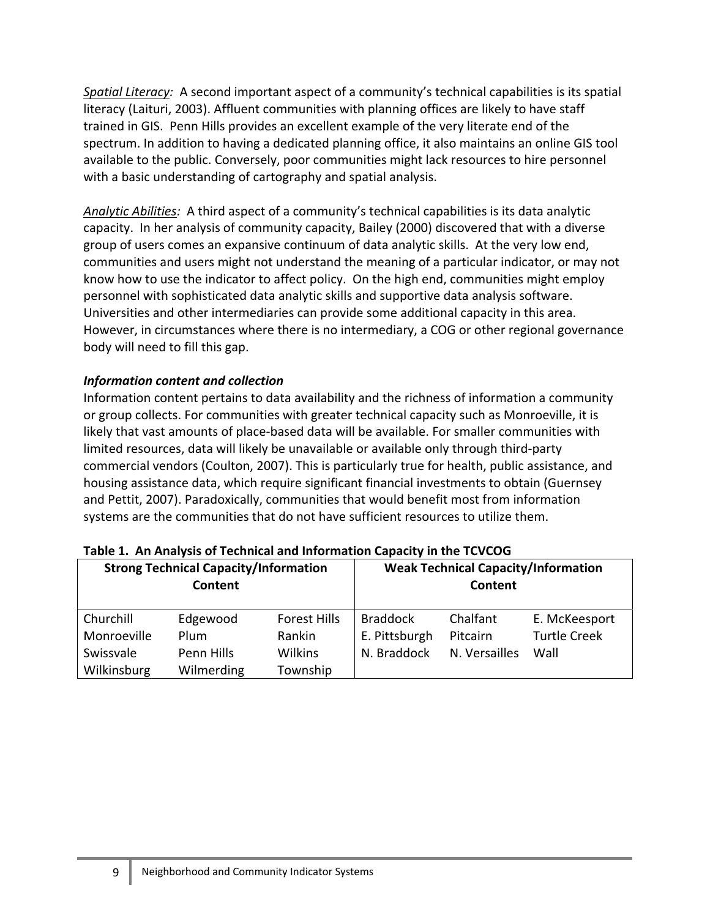*Spatial Literacy:* A second important aspect of a community's technical capabilities is its spatial literacy (Laituri, 2003). Affluent communities with planning offices are likely to have staff trained in GIS. Penn Hills provides an excellent example of the very literate end of the spectrum. In addition to having a dedicated planning office, it also maintains an online GIS tool available to the public. Conversely, poor communities might lack resources to hire personnel with a basic understanding of cartography and spatial analysis.

*Analytic Abilities:* A third aspect of a community's technical capabilities is its data analytic capacity. In her analysis of community capacity, Bailey (2000) discovered that with a diverse group of users comes an expansive continuum of data analytic skills. At the very low end, communities and users might not understand the meaning of a particular indicator, or may not know how to use the indicator to affect policy. On the high end, communities might employ personnel with sophisticated data analytic skills and supportive data analysis software. Universities and other intermediaries can provide some additional capacity in this area. However, in circumstances where there is no intermediary, a COG or other regional governance body will need to fill this gap.

***Information content and collection***

Information content pertains to data availability and the richness of information a community or group collects. For communities with greater technical capacity such as Monroeville, it is likely that vast amounts of place-based data will be available. For smaller communities with limited resources, data will likely be unavailable or available only through third-party commercial vendors (Coulton, 2007). This is particularly true for health, public assistance, and housing assistance data, which require significant financial investments to obtain (Guernsey and Pettit, 2007). Paradoxically, communities that would benefit most from information systems are the communities that do not have sufficient resources to utilize them.

**Table 1. An Analysis of Technical and Information Capacity in the TCVCOG**

| **Strong Technical Capacity/Information Content** | | | **Weak Technical Capacity/Information Content** | | |
|---|---|---|---|---|---|
| Churchill | Edgewood | Forest Hills | Braddock | Chalfant | E. McKeesport |
| Monroeville | Plum | Rankin | E. Pittsburgh | Pitcairn | Turtle Creek |
| Swissvale | Penn Hills | Wilkins | N. Braddock | N. Versailles | Wall |
| Wilkinsburg | Wilmerding | Township | | | |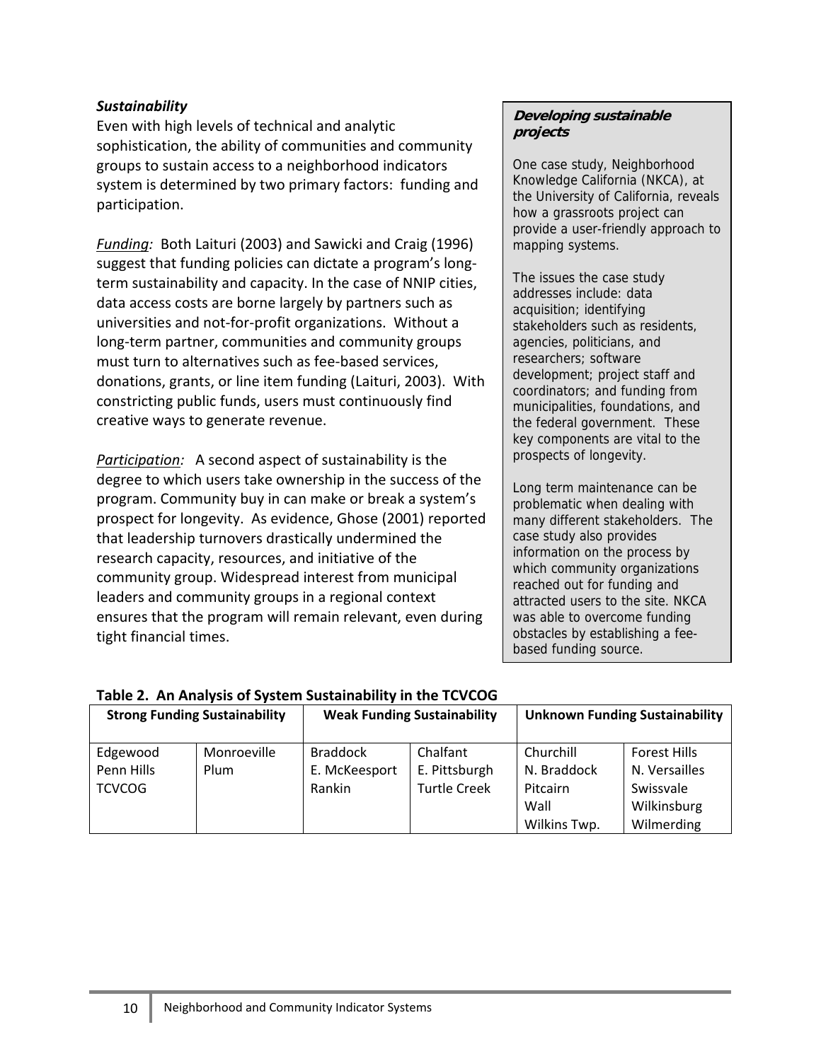***Sustainability***

Even with high levels of technical and analytic sophistication, the ability of communities and community groups to sustain access to a neighborhood indicators system is determined by two primary factors: funding and participation.

*Funding:* Both Laituri (2003) and Sawicki and Craig (1996) suggest that funding policies can dictate a program's long-term sustainability and capacity. In the case of NNIP cities, data access costs are borne largely by partners such as universities and not-for-profit organizations. Without a long-term partner, communities and community groups must turn to alternatives such as fee-based services, donations, grants, or line item funding (Laituri, 2003). With constricting public funds, users must continuously find creative ways to generate revenue.

*Participation:* A second aspect of sustainability is the degree to which users take ownership in the success of the program. Community buy in can make or break a system's prospect for longevity. As evidence, Ghose (2001) reported that leadership turnovers drastically undermined the research capacity, resources, and initiative of the community group. Widespread interest from municipal leaders and community groups in a regional context ensures that the program will remain relevant, even during tight financial times.

> ***Developing sustainable projects***
>
> One case study, Neighborhood Knowledge California (NKCA), at the University of California, reveals how a grassroots project can provide a user-friendly approach to mapping systems.
>
> The issues the case study addresses include: data acquisition; identifying stakeholders such as residents, agencies, politicians, and researchers; software development; project staff and coordinators; and funding from municipalities, foundations, and the federal government. These key components are vital to the prospects of longevity.
>
> Long term maintenance can be problematic when dealing with many different stakeholders. The case study also provides information on the process by which community organizations reached out for funding and attracted users to the site. NKCA was able to overcome funding obstacles by establishing a fee-based funding source.

**Table 2. An Analysis of System Sustainability in the TCVCOG**

| Strong Funding Sustainability | | Weak Funding Sustainability | | Unknown Funding Sustainability | |
|---|---|---|---|---|---|
| Edgewood<br>Penn Hills<br>TCVCOG | Monroeville<br>Plum | Braddock<br>E. McKeesport<br>Rankin | Chalfant<br>E. Pittsburgh<br>Turtle Creek | Churchill<br>N. Braddock<br>Pitcairn<br>Wall<br>Wilkins Twp. | Forest Hills<br>N. Versailles<br>Swissvale<br>Wilkinsburg<br>Wilmerding |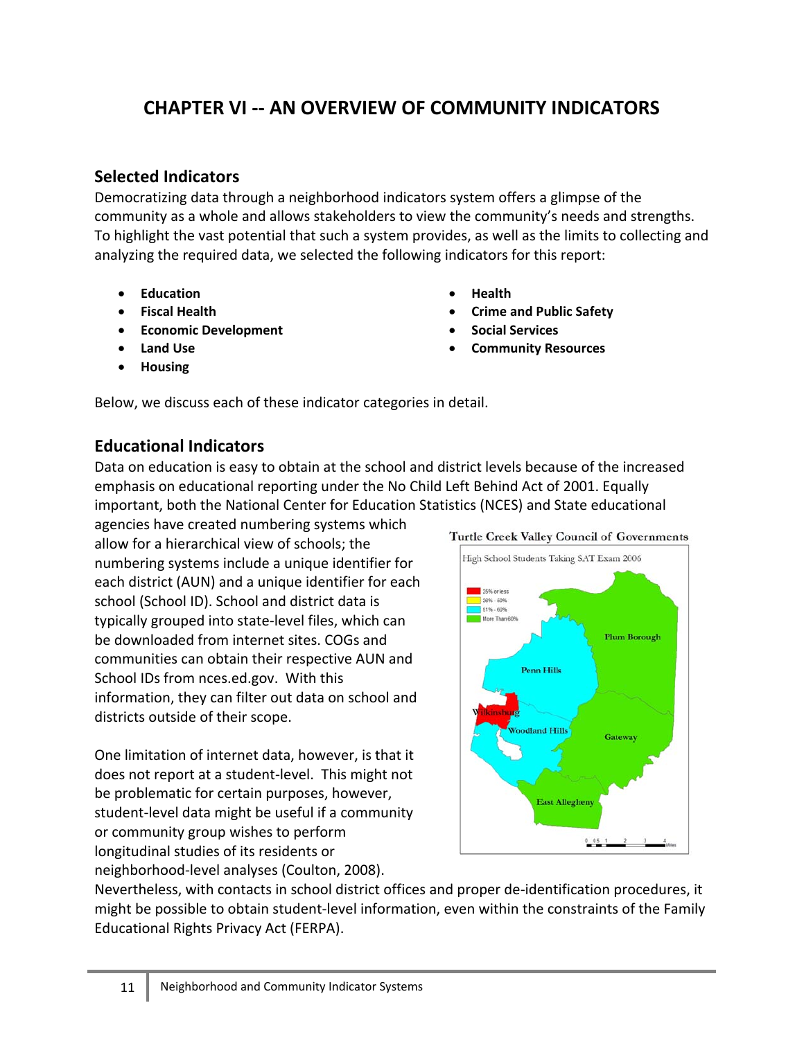# CHAPTER VI -- AN OVERVIEW OF COMMUNITY INDICATORS

## Selected Indicators

Democratizing data through a neighborhood indicators system offers a glimpse of the community as a whole and allows stakeholders to view the community's needs and strengths. To highlight the vast potential that such a system provides, as well as the limits to collecting and analyzing the required data, we selected the following indicators for this report:

- **Education**
- **Fiscal Health**
- **Economic Development**
- **Land Use**
- **Housing**
- **Health**
- **Crime and Public Safety**
- **Social Services**
- **Community Resources**

Below, we discuss each of these indicator categories in detail.

## Educational Indicators

Data on education is easy to obtain at the school and district levels because of the increased emphasis on educational reporting under the No Child Left Behind Act of 2001. Equally important, both the National Center for Education Statistics (NCES) and State educational agencies have created numbering systems which allow for a hierarchical view of schools; the numbering systems include a unique identifier for each district (AUN) and a unique identifier for each school (School ID). School and district data is typically grouped into state-level files, which can be downloaded from internet sites. COGs and communities can obtain their respective AUN and School IDs from nces.ed.gov. With this information, they can filter out data on school and districts outside of their scope.

One limitation of internet data, however, is that it does not report at a student-level. This might not be problematic for certain purposes, however, student-level data might be useful if a community or community group wishes to perform longitudinal studies of its residents or neighborhood-level analyses (Coulton, 2008). Nevertheless, with contacts in school district offices and proper de-identification procedures, it might be possible to obtain student-level information, even within the constraints of the Family Educational Rights Privacy Act (FERPA).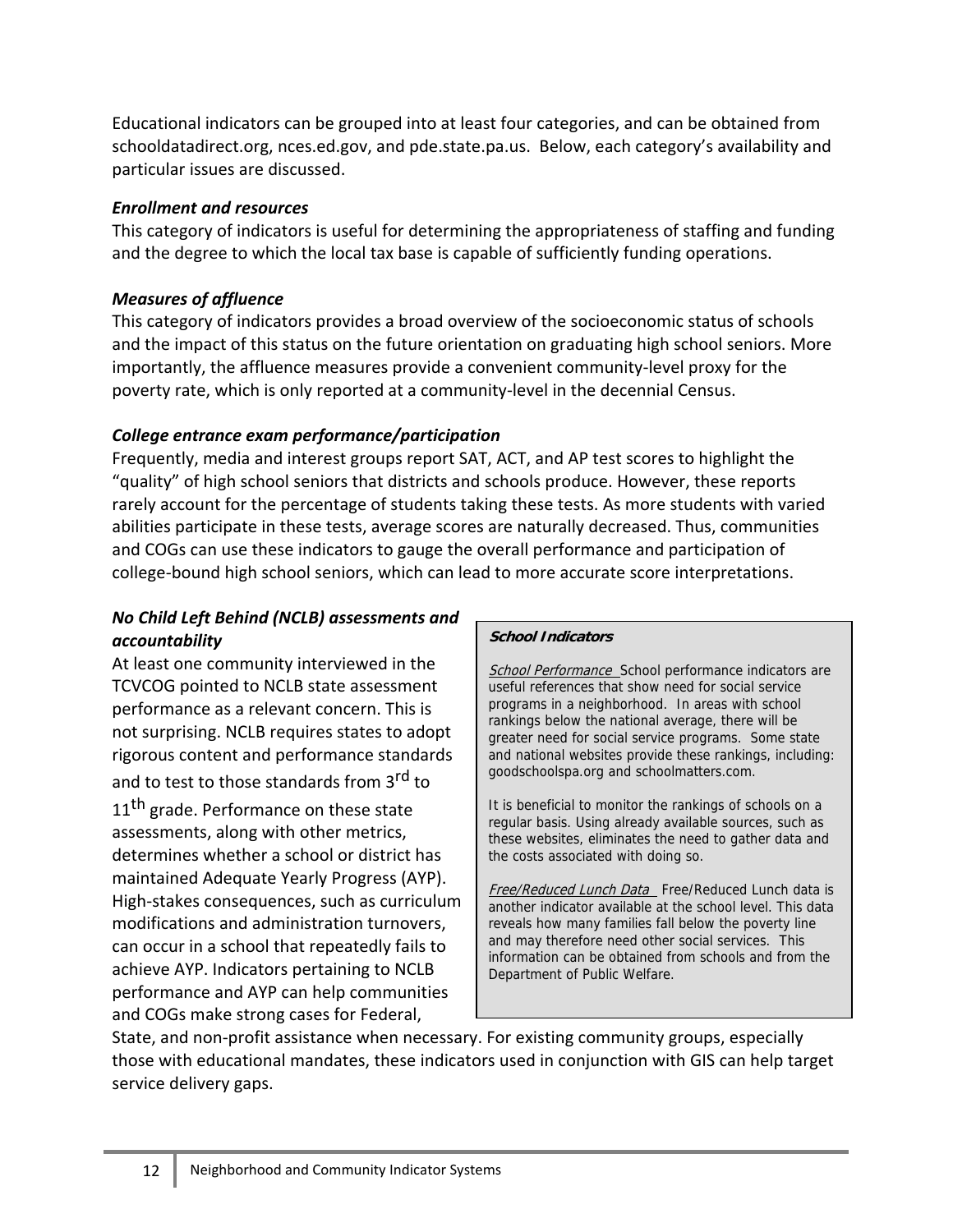Educational indicators can be grouped into at least four categories, and can be obtained from schooldatadirect.org, nces.ed.gov, and pde.state.pa.us. Below, each category's availability and particular issues are discussed.

### *Enrollment and resources*

This category of indicators is useful for determining the appropriateness of staffing and funding and the degree to which the local tax base is capable of sufficiently funding operations.

### *Measures of affluence*

This category of indicators provides a broad overview of the socioeconomic status of schools and the impact of this status on the future orientation on graduating high school seniors. More importantly, the affluence measures provide a convenient community-level proxy for the poverty rate, which is only reported at a community-level in the decennial Census.

### *College entrance exam performance/participation*

Frequently, media and interest groups report SAT, ACT, and AP test scores to highlight the "quality" of high school seniors that districts and schools produce. However, these reports rarely account for the percentage of students taking these tests. As more students with varied abilities participate in these tests, average scores are naturally decreased. Thus, communities and COGs can use these indicators to gauge the overall performance and participation of college-bound high school seniors, which can lead to more accurate score interpretations.

### *No Child Left Behind (NCLB) assessments and accountability*

At least one community interviewed in the TCVCOG pointed to NCLB state assessment performance as a relevant concern. This is not surprising. NCLB requires states to adopt rigorous content and performance standards and to test to those standards from 3rd to 11th grade. Performance on these state assessments, along with other metrics, determines whether a school or district has maintained Adequate Yearly Progress (AYP). High-stakes consequences, such as curriculum modifications and administration turnovers, can occur in a school that repeatedly fails to achieve AYP. Indicators pertaining to NCLB performance and AYP can help communities and COGs make strong cases for Federal, State, and non-profit assistance when necessary. For existing community groups, especially those with educational mandates, these indicators used in conjunction with GIS can help target service delivery gaps.

> **School Indicators**
>
> *School Performance* School performance indicators are useful references that show need for social service programs in a neighborhood. In areas with school rankings below the national average, there will be greater need for social service programs. Some state and national websites provide these rankings, including: goodschoolspa.org and schoolmatters.com.
>
> It is beneficial to monitor the rankings of schools on a regular basis. Using already available sources, such as these websites, eliminates the need to gather data and the costs associated with doing so.
>
> *Free/Reduced Lunch Data* Free/Reduced Lunch data is another indicator available at the school level. This data reveals how many families fall below the poverty line and may therefore need other social services. This information can be obtained from schools and from the Department of Public Welfare.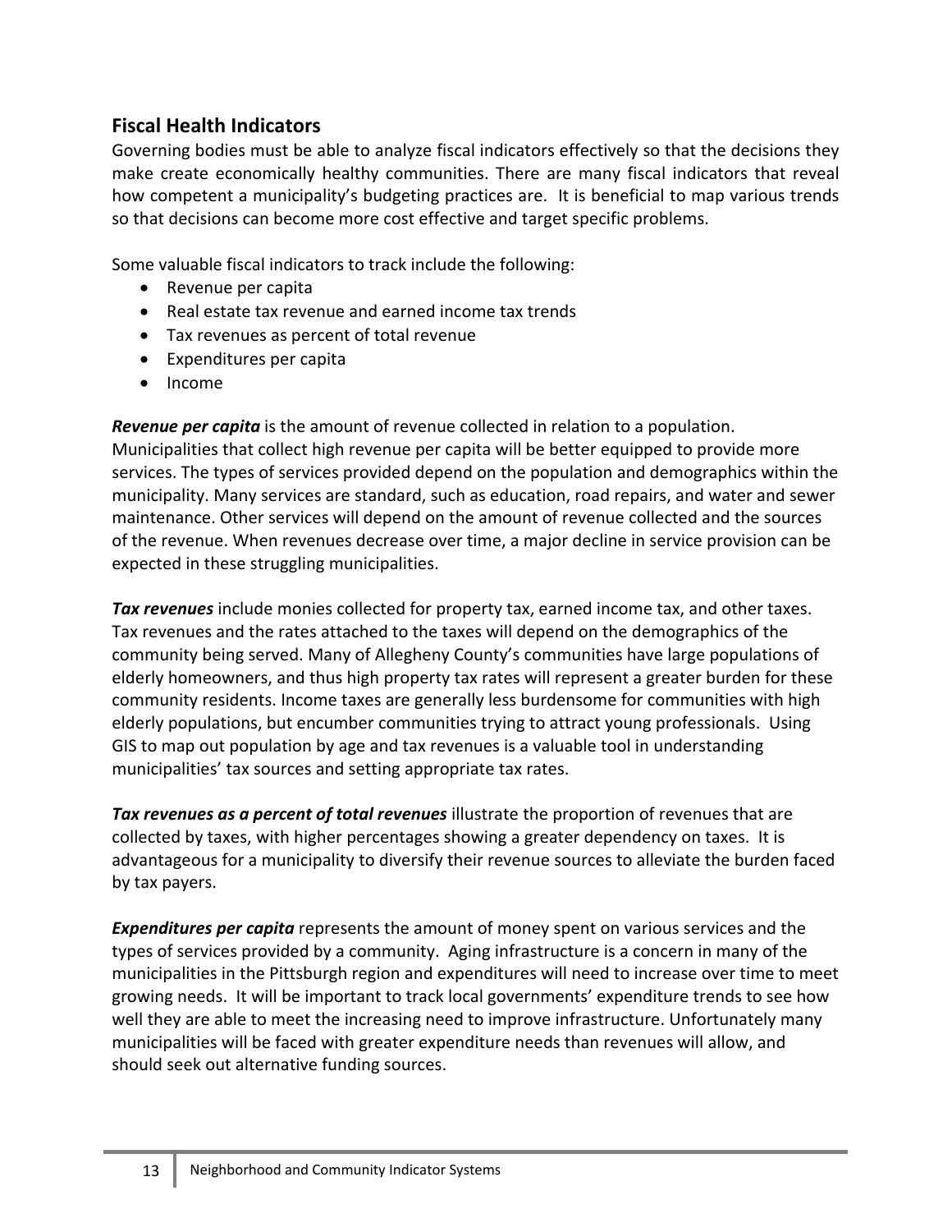## Fiscal Health Indicators

Governing bodies must be able to analyze fiscal indicators effectively so that the decisions they make create economically healthy communities. There are many fiscal indicators that reveal how competent a municipality's budgeting practices are. It is beneficial to map various trends so that decisions can become more cost effective and target specific problems.

Some valuable fiscal indicators to track include the following:

- Revenue per capita
- Real estate tax revenue and earned income tax trends
- Tax revenues as percent of total revenue
- Expenditures per capita
- Income

***Revenue per capita*** is the amount of revenue collected in relation to a population. Municipalities that collect high revenue per capita will be better equipped to provide more services. The types of services provided depend on the population and demographics within the municipality. Many services are standard, such as education, road repairs, and water and sewer maintenance. Other services will depend on the amount of revenue collected and the sources of the revenue. When revenues decrease over time, a major decline in service provision can be expected in these struggling municipalities.

***Tax revenues*** include monies collected for property tax, earned income tax, and other taxes. Tax revenues and the rates attached to the taxes will depend on the demographics of the community being served. Many of Allegheny County's communities have large populations of elderly homeowners, and thus high property tax rates will represent a greater burden for these community residents. Income taxes are generally less burdensome for communities with high elderly populations, but encumber communities trying to attract young professionals. Using GIS to map out population by age and tax revenues is a valuable tool in understanding municipalities' tax sources and setting appropriate tax rates.

***Tax revenues as a percent of total revenues*** illustrate the proportion of revenues that are collected by taxes, with higher percentages showing a greater dependency on taxes. It is advantageous for a municipality to diversify their revenue sources to alleviate the burden faced by tax payers.

***Expenditures per capita*** represents the amount of money spent on various services and the types of services provided by a community. Aging infrastructure is a concern in many of the municipalities in the Pittsburgh region and expenditures will need to increase over time to meet growing needs. It will be important to track local governments' expenditure trends to see how well they are able to meet the increasing need to improve infrastructure. Unfortunately many municipalities will be faced with greater expenditure needs than revenues will allow, and should seek out alternative funding sources.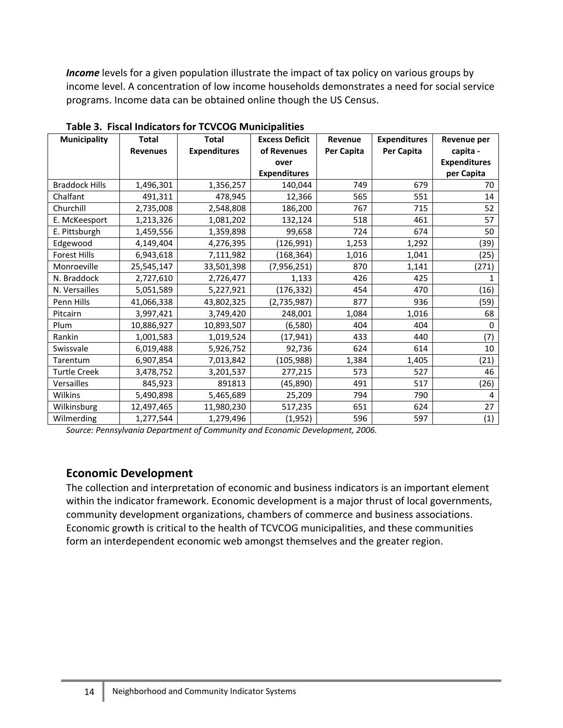***Income*** levels for a given population illustrate the impact of tax policy on various groups by income level. A concentration of low income households demonstrates a need for social service programs. Income data can be obtained online though the US Census.

**Table 3. Fiscal Indicators for TCVCOG Municipalities**

| Municipality | Total Revenues | Total Expenditures | Excess Deficit of Revenues over Expenditures | Revenue Per Capita | Expenditures Per Capita | Revenue per capita - Expenditures per Capita |
|---|---|---|---|---|---|---|
| Braddock Hills | 1,496,301 | 1,356,257 | 140,044 | 749 | 679 | 70 |
| Chalfant | 491,311 | 478,945 | 12,366 | 565 | 551 | 14 |
| Churchill | 2,735,008 | 2,548,808 | 186,200 | 767 | 715 | 52 |
| E. McKeesport | 1,213,326 | 1,081,202 | 132,124 | 518 | 461 | 57 |
| E. Pittsburgh | 1,459,556 | 1,359,898 | 99,658 | 724 | 674 | 50 |
| Edgewood | 4,149,404 | 4,276,395 | (126,991) | 1,253 | 1,292 | (39) |
| Forest Hills | 6,943,618 | 7,111,982 | (168,364) | 1,016 | 1,041 | (25) |
| Monroeville | 25,545,147 | 33,501,398 | (7,956,251) | 870 | 1,141 | (271) |
| N. Braddock | 2,727,610 | 2,726,477 | 1,133 | 426 | 425 | 1 |
| N. Versailles | 5,051,589 | 5,227,921 | (176,332) | 454 | 470 | (16) |
| Penn Hills | 41,066,338 | 43,802,325 | (2,735,987) | 877 | 936 | (59) |
| Pitcairn | 3,997,421 | 3,749,420 | 248,001 | 1,084 | 1,016 | 68 |
| Plum | 10,886,927 | 10,893,507 | (6,580) | 404 | 404 | 0 |
| Rankin | 1,001,583 | 1,019,524 | (17,941) | 433 | 440 | (7) |
| Swissvale | 6,019,488 | 5,926,752 | 92,736 | 624 | 614 | 10 |
| Tarentum | 6,907,854 | 7,013,842 | (105,988) | 1,384 | 1,405 | (21) |
| Turtle Creek | 3,478,752 | 3,201,537 | 277,215 | 573 | 527 | 46 |
| Versailles | 845,923 | 891813 | (45,890) | 491 | 517 | (26) |
| Wilkins | 5,490,898 | 5,465,689 | 25,209 | 794 | 790 | 4 |
| Wilkinsburg | 12,497,465 | 11,980,230 | 517,235 | 651 | 624 | 27 |
| Wilmerding | 1,277,544 | 1,279,496 | (1,952) | 596 | 597 | (1) |

*Source: Pennsylvania Department of Community and Economic Development, 2006.*

## Economic Development

The collection and interpretation of economic and business indicators is an important element within the indicator framework. Economic development is a major thrust of local governments, community development organizations, chambers of commerce and business associations. Economic growth is critical to the health of TCVCOG municipalities, and these communities form an interdependent economic web amongst themselves and the greater region.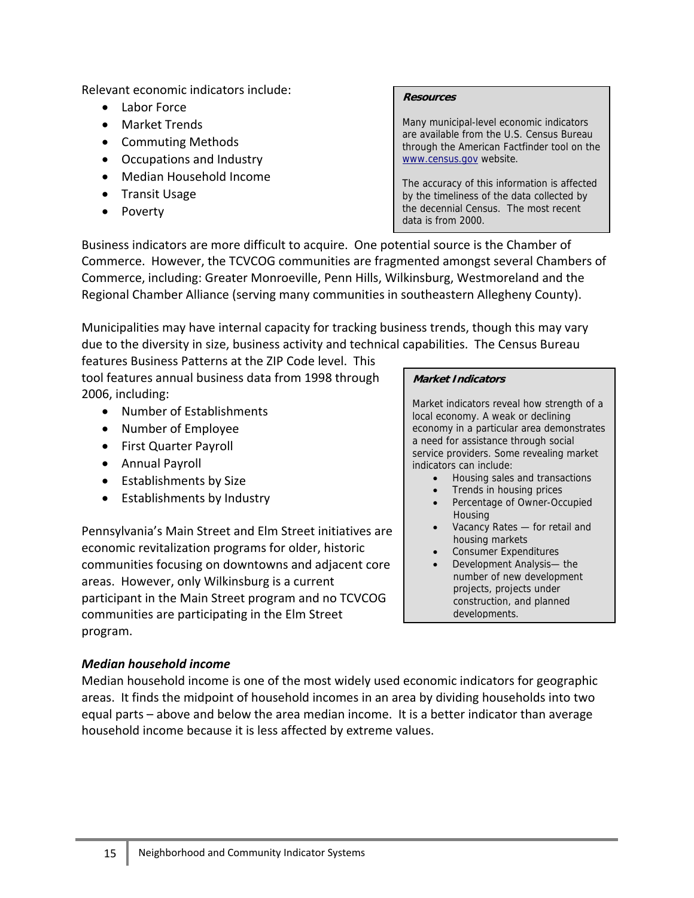Relevant economic indicators include:

- Labor Force
- Market Trends
- Commuting Methods
- Occupations and Industry
- Median Household Income
- Transit Usage
- Poverty

> ***Resources***
>
> Many municipal-level economic indicators are available from the U.S. Census Bureau through the American Factfinder tool on the www.census.gov website.
>
> The accuracy of this information is affected by the timeliness of the data collected by the decennial Census. The most recent data is from 2000.

Business indicators are more difficult to acquire. One potential source is the Chamber of Commerce. However, the TCVCOG communities are fragmented amongst several Chambers of Commerce, including: Greater Monroeville, Penn Hills, Wilkinsburg, Westmoreland and the Regional Chamber Alliance (serving many communities in southeastern Allegheny County).

Municipalities may have internal capacity for tracking business trends, though this may vary due to the diversity in size, business activity and technical capabilities. The Census Bureau features Business Patterns at the ZIP Code level. This tool features annual business data from 1998 through 2006, including:

- Number of Establishments
- Number of Employee
- First Quarter Payroll
- Annual Payroll
- Establishments by Size
- Establishments by Industry

Pennsylvania's Main Street and Elm Street initiatives are economic revitalization programs for older, historic communities focusing on downtowns and adjacent core areas. However, only Wilkinsburg is a current participant in the Main Street program and no TCVCOG communities are participating in the Elm Street program.

> ***Market Indicators***
>
> Market indicators reveal how strength of a local economy. A weak or declining economy in a particular area demonstrates a need for assistance through social service providers. Some revealing market indicators can include:
>
> - Housing sales and transactions
> - Trends in housing prices
> - Percentage of Owner-Occupied Housing
> - Vacancy Rates — for retail and housing markets
> - Consumer Expenditures
> - Development Analysis— the number of new development projects, projects under construction, and planned developments.

### *Median household income*

Median household income is one of the most widely used economic indicators for geographic areas. It finds the midpoint of household incomes in an area by dividing households into two equal parts – above and below the area median income. It is a better indicator than average household income because it is less affected by extreme values.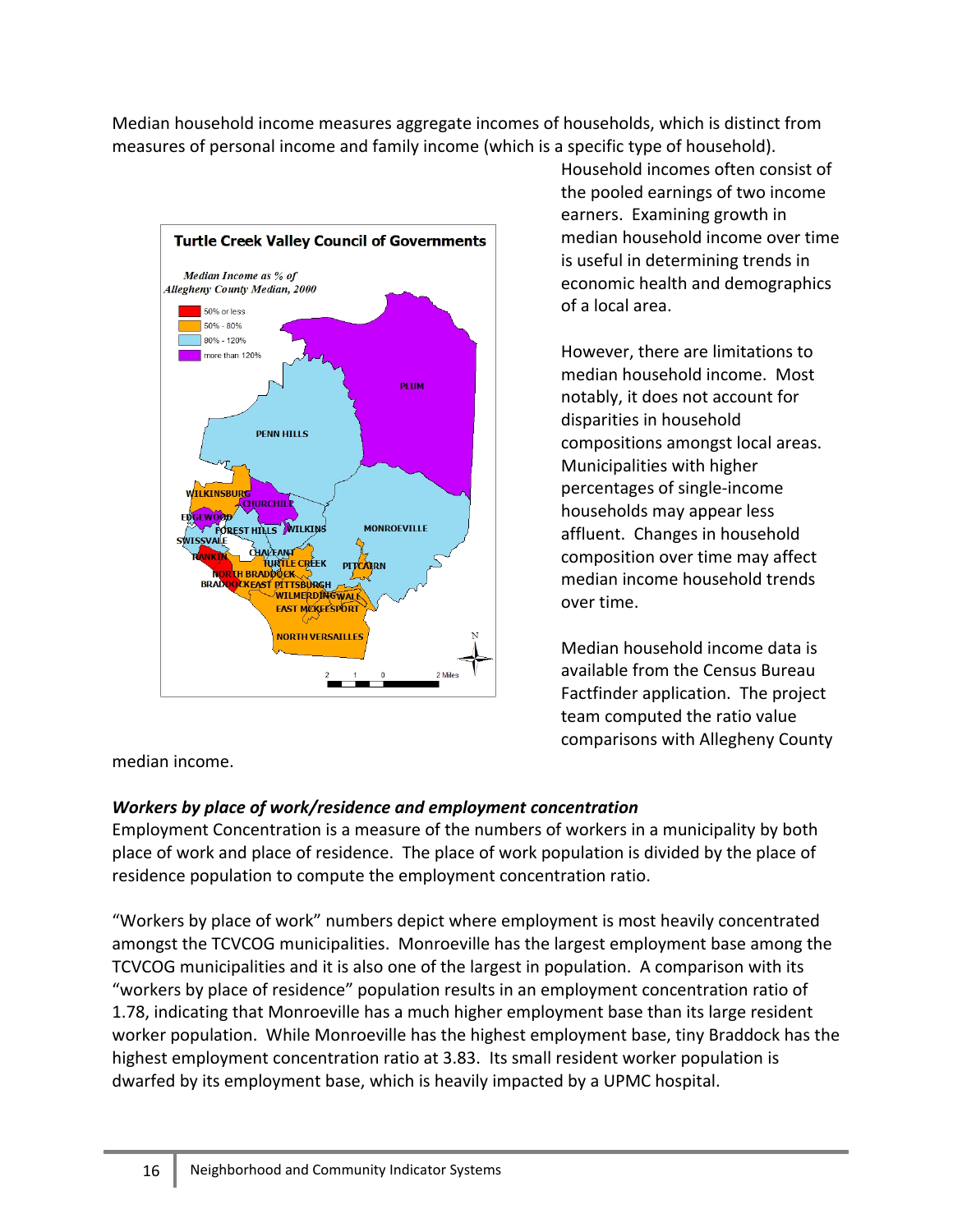Median household income measures aggregate incomes of households, which is distinct from measures of personal income and family income (which is a specific type of household). Household incomes often consist of the pooled earnings of two income earners. Examining growth in median household income over time is useful in determining trends in economic health and demographics of a local area.

However, there are limitations to median household income. Most notably, it does not account for disparities in household compositions amongst local areas. Municipalities with higher percentages of single-income households may appear less affluent. Changes in household composition over time may affect median income household trends over time.

Median household income data is available from the Census Bureau Factfinder application. The project team computed the ratio value comparisons with Allegheny County median income.

### *Workers by place of work/residence and employment concentration*

Employment Concentration is a measure of the numbers of workers in a municipality by both place of work and place of residence. The place of work population is divided by the place of residence population to compute the employment concentration ratio.

"Workers by place of work" numbers depict where employment is most heavily concentrated amongst the TCVCOG municipalities. Monroeville has the largest employment base among the TCVCOG municipalities and it is also one of the largest in population. A comparison with its "workers by place of residence" population results in an employment concentration ratio of 1.78, indicating that Monroeville has a much higher employment base than its large resident worker population. While Monroeville has the highest employment base, tiny Braddock has the highest employment concentration ratio at 3.83. Its small resident worker population is dwarfed by its employment base, which is heavily impacted by a UPMC hospital.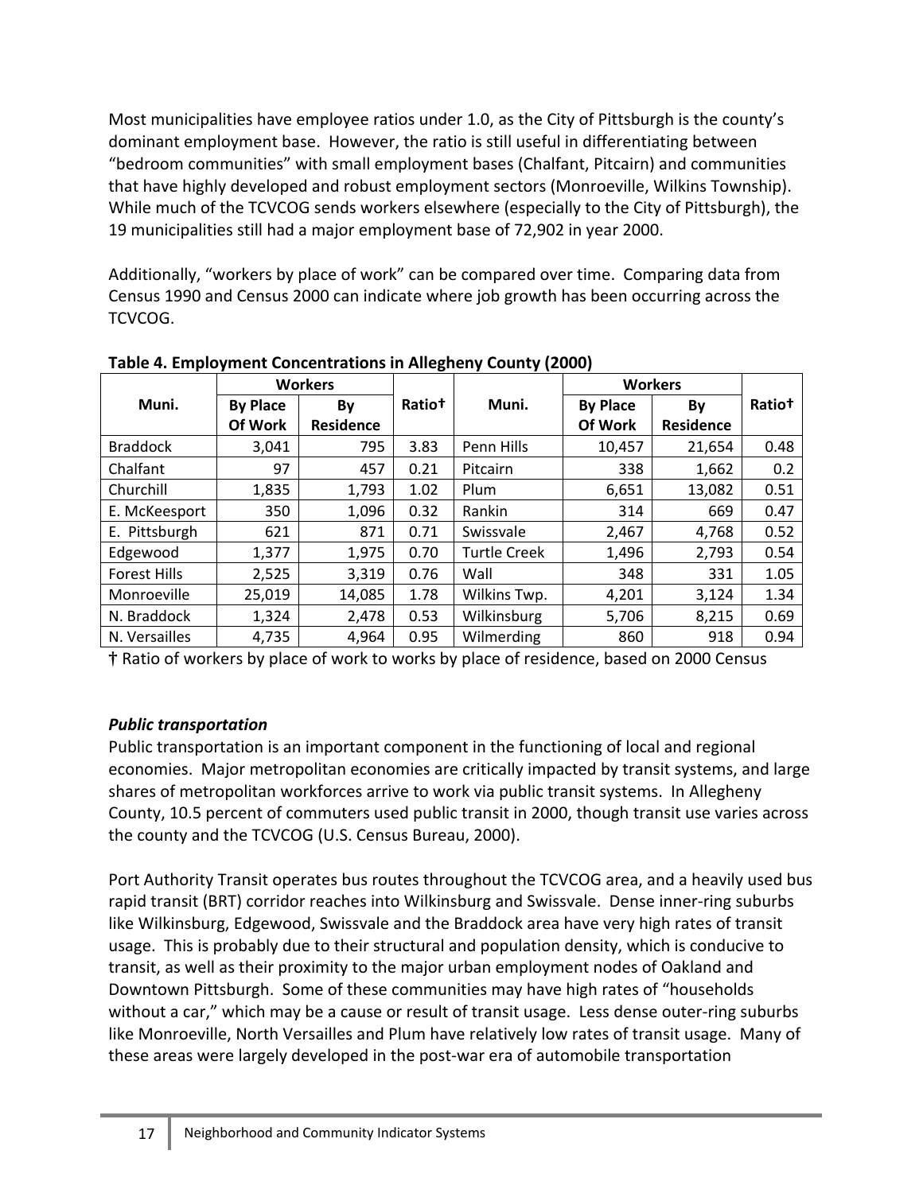Most municipalities have employee ratios under 1.0, as the City of Pittsburgh is the county's dominant employment base. However, the ratio is still useful in differentiating between "bedroom communities" with small employment bases (Chalfant, Pitcairn) and communities that have highly developed and robust employment sectors (Monroeville, Wilkins Township). While much of the TCVCOG sends workers elsewhere (especially to the City of Pittsburgh), the 19 municipalities still had a major employment base of 72,902 in year 2000.

Additionally, "workers by place of work" can be compared over time. Comparing data from Census 1990 and Census 2000 can indicate where job growth has been occurring across the TCVCOG.

**Table 4. Employment Concentrations in Allegheny County (2000)**

| Muni. | Workers | | Ratio† | Muni. | Workers | | Ratio† |
|---|---|---|---|---|---|---|---|
| | By Place Of Work | By Residence | | | By Place Of Work | By Residence | |
| Braddock | 3,041 | 795 | 3.83 | Penn Hills | 10,457 | 21,654 | 0.48 |
| Chalfant | 97 | 457 | 0.21 | Pitcairn | 338 | 1,662 | 0.2 |
| Churchill | 1,835 | 1,793 | 1.02 | Plum | 6,651 | 13,082 | 0.51 |
| E. McKeesport | 350 | 1,096 | 0.32 | Rankin | 314 | 669 | 0.47 |
| E. Pittsburgh | 621 | 871 | 0.71 | Swissvale | 2,467 | 4,768 | 0.52 |
| Edgewood | 1,377 | 1,975 | 0.70 | Turtle Creek | 1,496 | 2,793 | 0.54 |
| Forest Hills | 2,525 | 3,319 | 0.76 | Wall | 348 | 331 | 1.05 |
| Monroeville | 25,019 | 14,085 | 1.78 | Wilkins Twp. | 4,201 | 3,124 | 1.34 |
| N. Braddock | 1,324 | 2,478 | 0.53 | Wilkinsburg | 5,706 | 8,215 | 0.69 |
| N. Versailles | 4,735 | 4,964 | 0.95 | Wilmerding | 860 | 918 | 0.94 |

† Ratio of workers by place of work to works by place of residence, based on 2000 Census

***Public transportation***

Public transportation is an important component in the functioning of local and regional economies. Major metropolitan economies are critically impacted by transit systems, and large shares of metropolitan workforces arrive to work via public transit systems. In Allegheny County, 10.5 percent of commuters used public transit in 2000, though transit use varies across the county and the TCVCOG (U.S. Census Bureau, 2000).

Port Authority Transit operates bus routes throughout the TCVCOG area, and a heavily used bus rapid transit (BRT) corridor reaches into Wilkinsburg and Swissvale. Dense inner-ring suburbs like Wilkinsburg, Edgewood, Swissvale and the Braddock area have very high rates of transit usage. This is probably due to their structural and population density, which is conducive to transit, as well as their proximity to the major urban employment nodes of Oakland and Downtown Pittsburgh. Some of these communities may have high rates of "households without a car," which may be a cause or result of transit usage. Less dense outer-ring suburbs like Monroeville, North Versailles and Plum have relatively low rates of transit usage. Many of these areas were largely developed in the post-war era of automobile transportation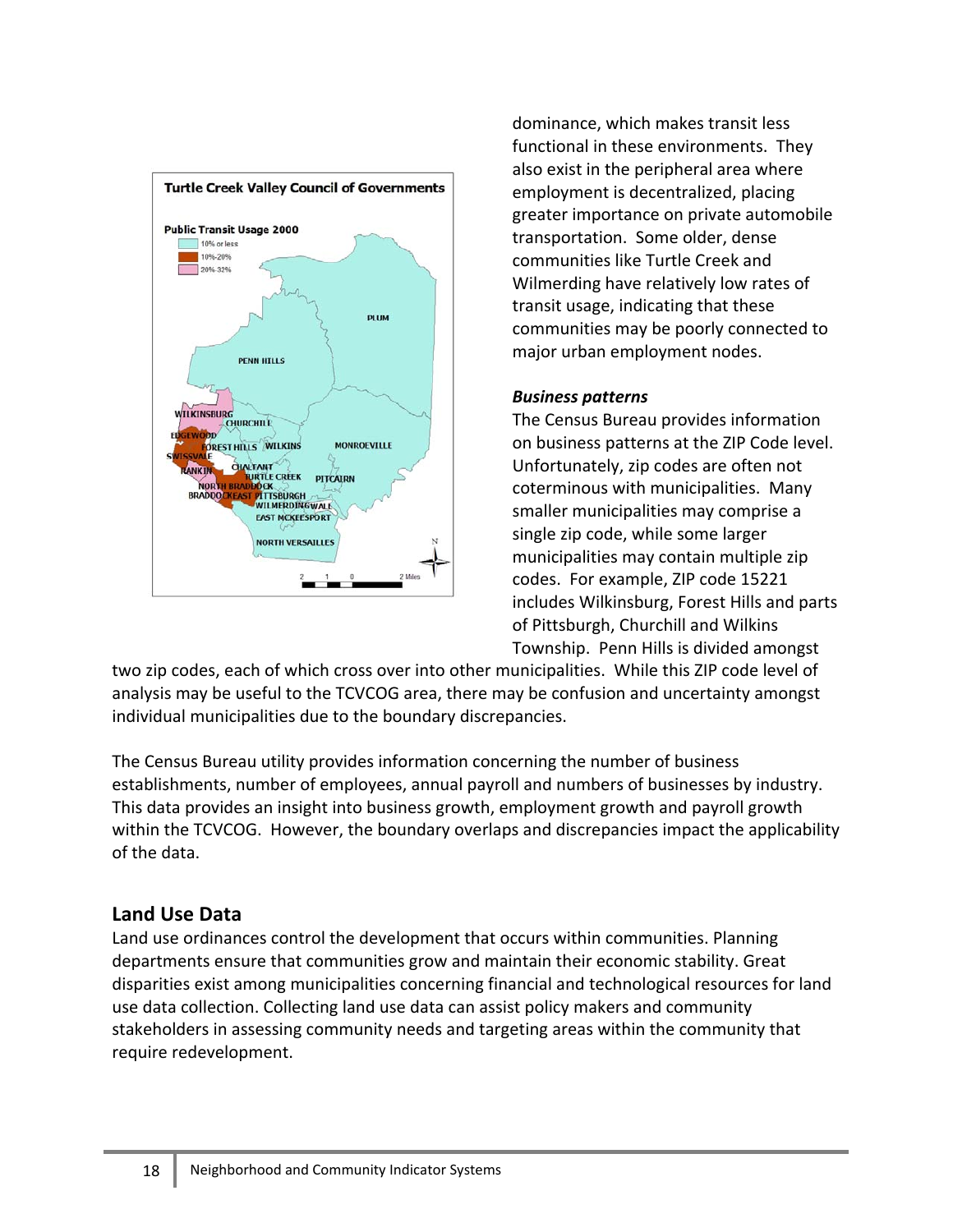dominance, which makes transit less functional in these environments. They also exist in the peripheral area where employment is decentralized, placing greater importance on private automobile transportation. Some older, dense communities like Turtle Creek and Wilmerding have relatively low rates of transit usage, indicating that these communities may be poorly connected to major urban employment nodes.

***Business patterns***

The Census Bureau provides information on business patterns at the ZIP Code level. Unfortunately, zip codes are often not coterminous with municipalities. Many smaller municipalities may comprise a single zip code, while some larger municipalities may contain multiple zip codes. For example, ZIP code 15221 includes Wilkinsburg, Forest Hills and parts of Pittsburgh, Churchill and Wilkins Township. Penn Hills is divided amongst two zip codes, each of which cross over into other municipalities. While this ZIP code level of analysis may be useful to the TCVCOG area, there may be confusion and uncertainty amongst individual municipalities due to the boundary discrepancies.

The Census Bureau utility provides information concerning the number of business establishments, number of employees, annual payroll and numbers of businesses by industry. This data provides an insight into business growth, employment growth and payroll growth within the TCVCOG. However, the boundary overlaps and discrepancies impact the applicability of the data.

## Land Use Data

Land use ordinances control the development that occurs within communities. Planning departments ensure that communities grow and maintain their economic stability. Great disparities exist among municipalities concerning financial and technological resources for land use data collection. Collecting land use data can assist policy makers and community stakeholders in assessing community needs and targeting areas within the community that require redevelopment.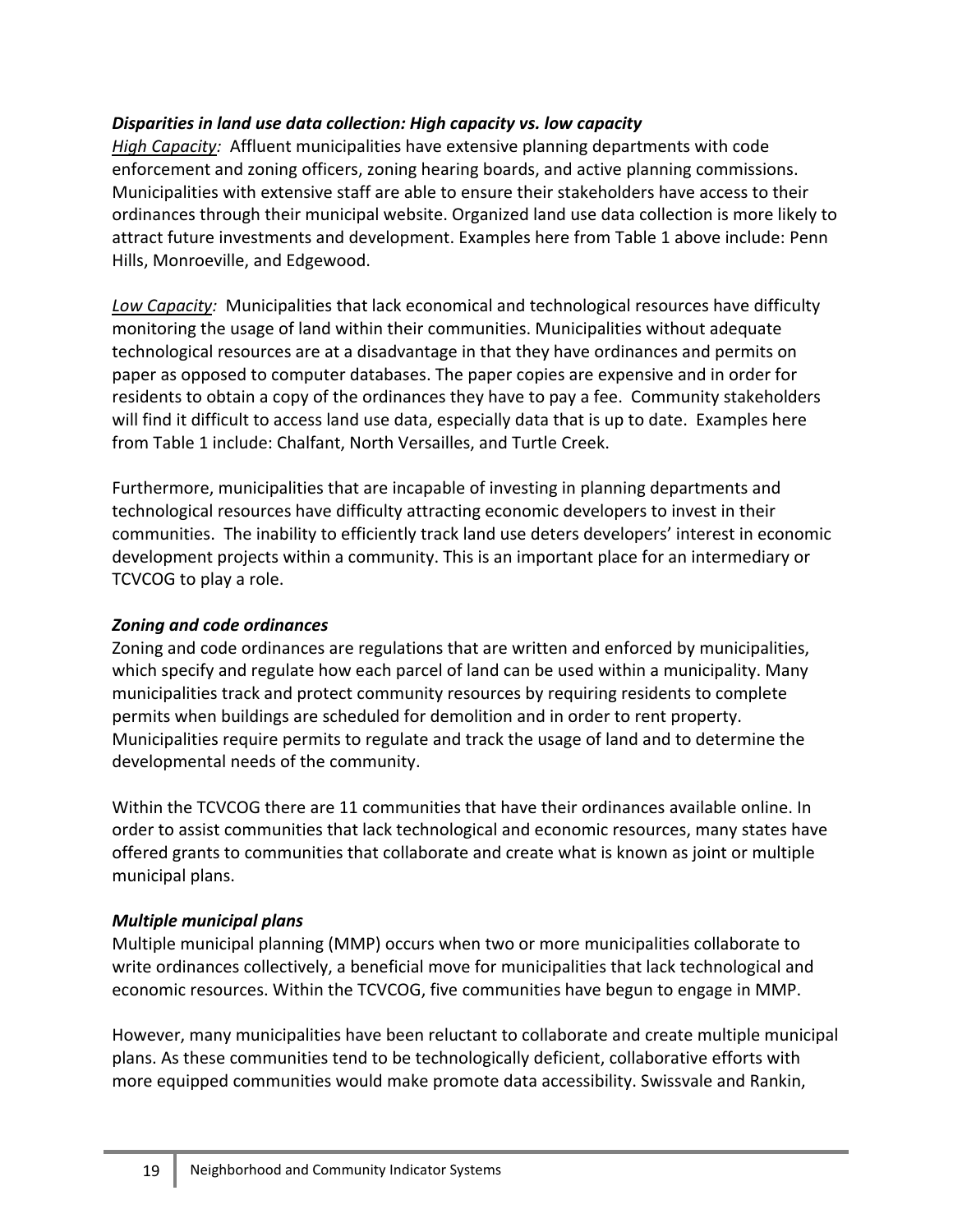***Disparities in land use data collection: High capacity vs. low capacity***

*High Capacity:* Affluent municipalities have extensive planning departments with code enforcement and zoning officers, zoning hearing boards, and active planning commissions. Municipalities with extensive staff are able to ensure their stakeholders have access to their ordinances through their municipal website. Organized land use data collection is more likely to attract future investments and development. Examples here from Table 1 above include: Penn Hills, Monroeville, and Edgewood.

*Low Capacity:* Municipalities that lack economical and technological resources have difficulty monitoring the usage of land within their communities. Municipalities without adequate technological resources are at a disadvantage in that they have ordinances and permits on paper as opposed to computer databases. The paper copies are expensive and in order for residents to obtain a copy of the ordinances they have to pay a fee. Community stakeholders will find it difficult to access land use data, especially data that is up to date. Examples here from Table 1 include: Chalfant, North Versailles, and Turtle Creek.

Furthermore, municipalities that are incapable of investing in planning departments and technological resources have difficulty attracting economic developers to invest in their communities. The inability to efficiently track land use deters developers' interest in economic development projects within a community. This is an important place for an intermediary or TCVCOG to play a role.

***Zoning and code ordinances***

Zoning and code ordinances are regulations that are written and enforced by municipalities, which specify and regulate how each parcel of land can be used within a municipality. Many municipalities track and protect community resources by requiring residents to complete permits when buildings are scheduled for demolition and in order to rent property. Municipalities require permits to regulate and track the usage of land and to determine the developmental needs of the community.

Within the TCVCOG there are 11 communities that have their ordinances available online. In order to assist communities that lack technological and economic resources, many states have offered grants to communities that collaborate and create what is known as joint or multiple municipal plans.

***Multiple municipal plans***

Multiple municipal planning (MMP) occurs when two or more municipalities collaborate to write ordinances collectively, a beneficial move for municipalities that lack technological and economic resources. Within the TCVCOG, five communities have begun to engage in MMP.

However, many municipalities have been reluctant to collaborate and create multiple municipal plans. As these communities tend to be technologically deficient, collaborative efforts with more equipped communities would make promote data accessibility. Swissvale and Rankin,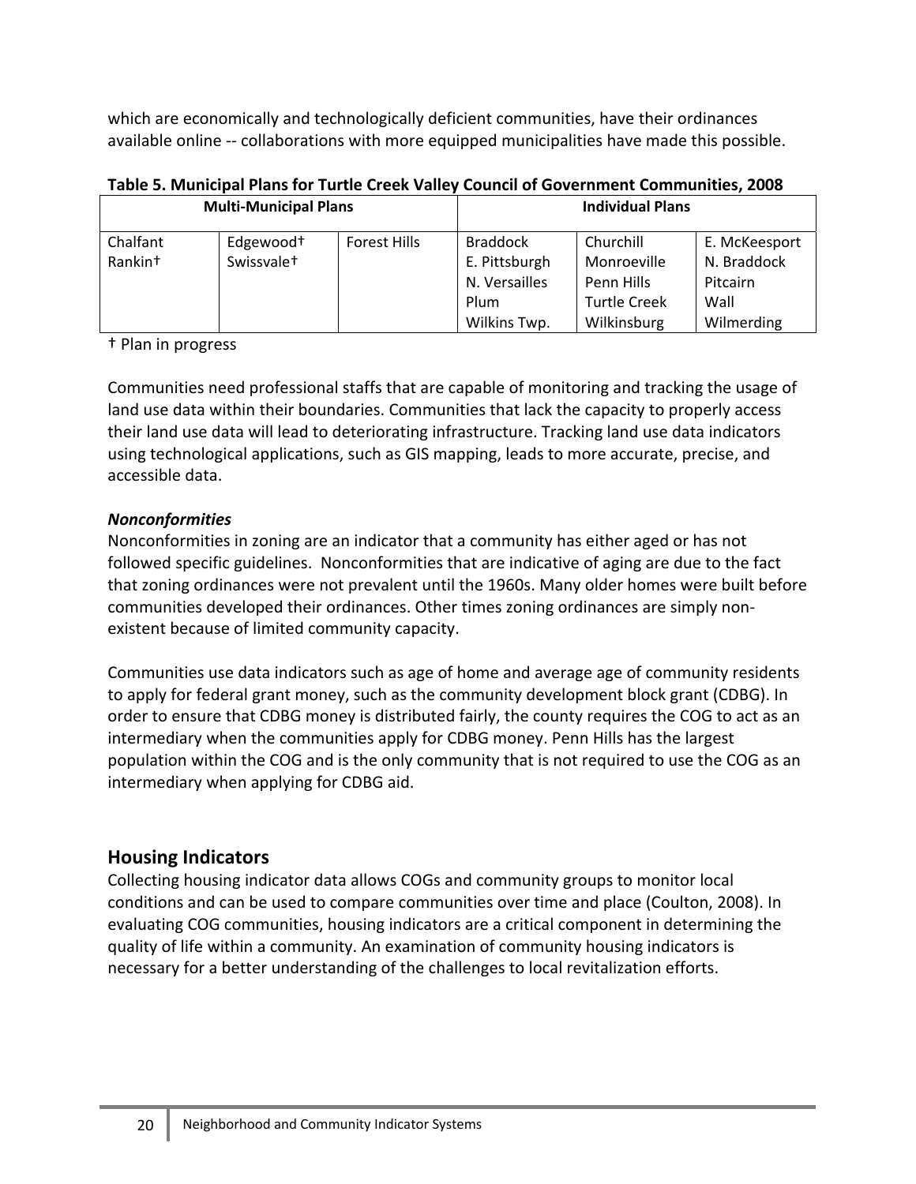which are economically and technologically deficient communities, have their ordinances available online -- collaborations with more equipped municipalities have made this possible.

**Table 5. Municipal Plans for Turtle Creek Valley Council of Government Communities, 2008**

| Multi-Municipal Plans | | | Individual Plans | | |
|---|---|---|---|---|---|
| Chalfant<br>Rankin† | Edgewood†<br>Swissvale† | Forest Hills | Braddock<br>E. Pittsburgh<br>N. Versailles<br>Plum<br>Wilkins Twp. | Churchill<br>Monroeville<br>Penn Hills<br>Turtle Creek<br>Wilkinsburg | E. McKeesport<br>N. Braddock<br>Pitcairn<br>Wall<br>Wilmerding |

† Plan in progress

Communities need professional staffs that are capable of monitoring and tracking the usage of land use data within their boundaries. Communities that lack the capacity to properly access their land use data will lead to deteriorating infrastructure. Tracking land use data indicators using technological applications, such as GIS mapping, leads to more accurate, precise, and accessible data.

***Nonconformities***

Nonconformities in zoning are an indicator that a community has either aged or has not followed specific guidelines. Nonconformities that are indicative of aging are due to the fact that zoning ordinances were not prevalent until the 1960s. Many older homes were built before communities developed their ordinances. Other times zoning ordinances are simply non-existent because of limited community capacity.

Communities use data indicators such as age of home and average age of community residents to apply for federal grant money, such as the community development block grant (CDBG). In order to ensure that CDBG money is distributed fairly, the county requires the COG to act as an intermediary when the communities apply for CDBG money. Penn Hills has the largest population within the COG and is the only community that is not required to use the COG as an intermediary when applying for CDBG aid.

## Housing Indicators

Collecting housing indicator data allows COGs and community groups to monitor local conditions and can be used to compare communities over time and place (Coulton, 2008). In evaluating COG communities, housing indicators are a critical component in determining the quality of life within a community. An examination of community housing indicators is necessary for a better understanding of the challenges to local revitalization efforts.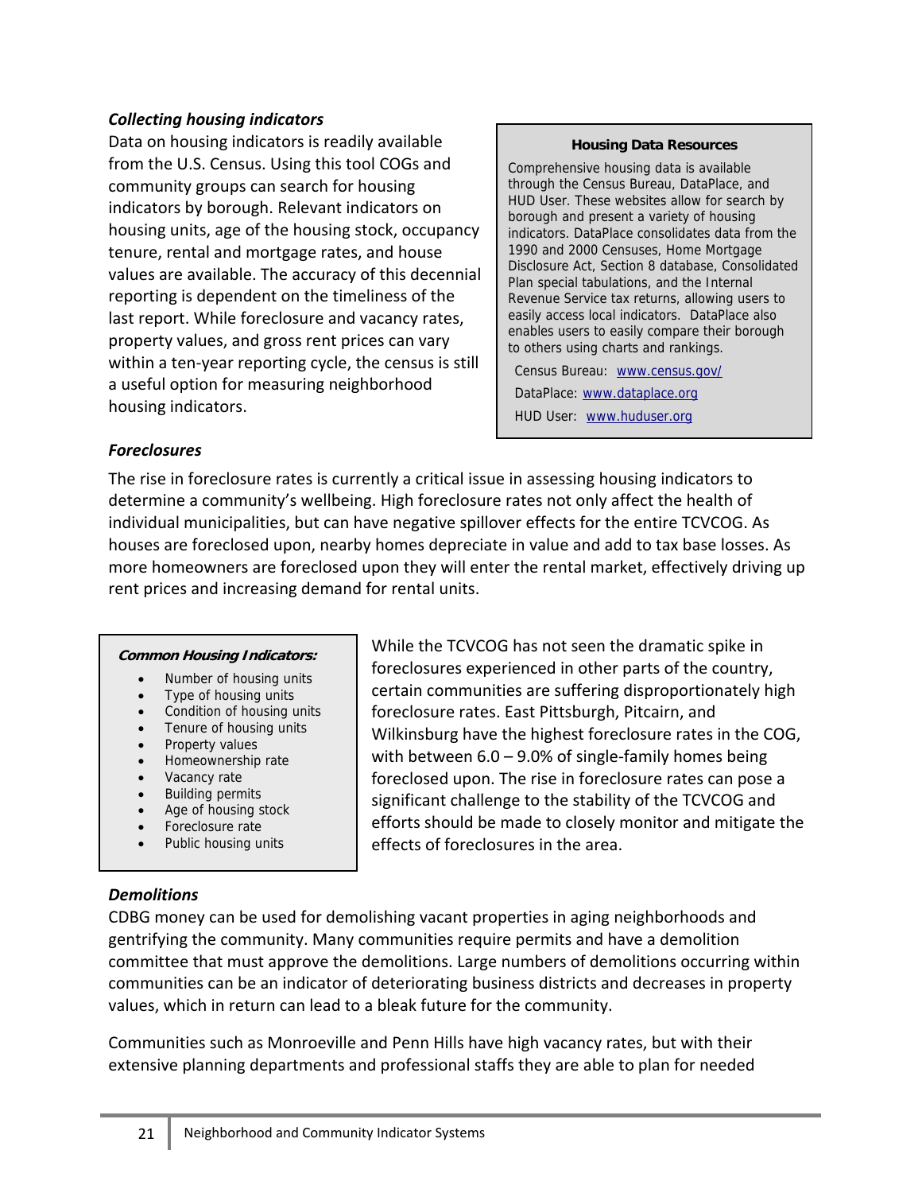### *Collecting housing indicators*

Data on housing indicators is readily available from the U.S. Census. Using this tool COGs and community groups can search for housing indicators by borough. Relevant indicators on housing units, age of the housing stock, occupancy tenure, rental and mortgage rates, and house values are available. The accuracy of this decennial reporting is dependent on the timeliness of the last report. While foreclosure and vacancy rates, property values, and gross rent prices can vary within a ten-year reporting cycle, the census is still a useful option for measuring neighborhood housing indicators.

> **Housing Data Resources**
>
> Comprehensive housing data is available through the Census Bureau, DataPlace, and HUD User. These websites allow for search by borough and present a variety of housing indicators. DataPlace consolidates data from the 1990 and 2000 Censuses, Home Mortgage Disclosure Act, Section 8 database, Consolidated Plan special tabulations, and the Internal Revenue Service tax returns, allowing users to easily access local indicators. DataPlace also enables users to easily compare their borough to others using charts and rankings.
>
> Census Bureau: www.census.gov/
>
> DataPlace: www.dataplace.org
>
> HUD User: www.huduser.org

### *Foreclosures*

The rise in foreclosure rates is currently a critical issue in assessing housing indicators to determine a community's wellbeing. High foreclosure rates not only affect the health of individual municipalities, but can have negative spillover effects for the entire TCVCOG. As houses are foreclosed upon, nearby homes depreciate in value and add to tax base losses. As more homeowners are foreclosed upon they will enter the rental market, effectively driving up rent prices and increasing demand for rental units.

> ***Common Housing Indicators:***
>
> - Number of housing units
> - Type of housing units
> - Condition of housing units
> - Tenure of housing units
> - Property values
> - Homeownership rate
> - Vacancy rate
> - Building permits
> - Age of housing stock
> - Foreclosure rate
> - Public housing units

While the TCVCOG has not seen the dramatic spike in foreclosures experienced in other parts of the country, certain communities are suffering disproportionately high foreclosure rates. East Pittsburgh, Pitcairn, and Wilkinsburg have the highest foreclosure rates in the COG, with between 6.0 – 9.0% of single-family homes being foreclosed upon. The rise in foreclosure rates can pose a significant challenge to the stability of the TCVCOG and efforts should be made to closely monitor and mitigate the effects of foreclosures in the area.

### *Demolitions*

CDBG money can be used for demolishing vacant properties in aging neighborhoods and gentrifying the community. Many communities require permits and have a demolition committee that must approve the demolitions. Large numbers of demolitions occurring within communities can be an indicator of deteriorating business districts and decreases in property values, which in return can lead to a bleak future for the community.

Communities such as Monroeville and Penn Hills have high vacancy rates, but with their extensive planning departments and professional staffs they are able to plan for needed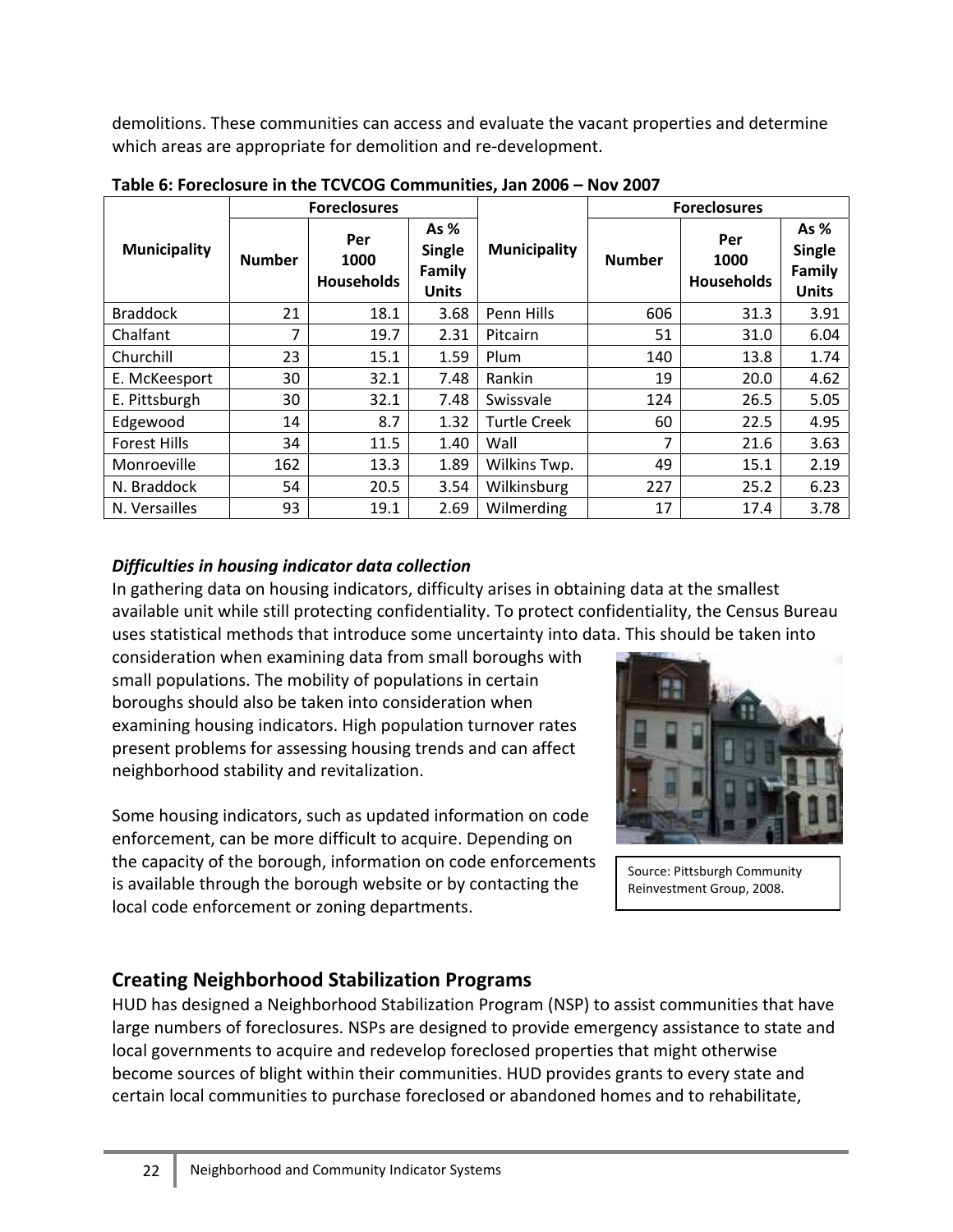demolitions. These communities can access and evaluate the vacant properties and determine which areas are appropriate for demolition and re-development.

**Table 6: Foreclosure in the TCVCOG Communities, Jan 2006 – Nov 2007**

| Municipality | Foreclosures | | | Municipality | Foreclosures | | |
|---|---|---|---|---|---|---|---|
| | Number | Per 1000 Households | As % Single Family Units | | Number | Per 1000 Households | As % Single Family Units |
| Braddock | 21 | 18.1 | 3.68 | Penn Hills | 606 | 31.3 | 3.91 |
| Chalfant | 7 | 19.7 | 2.31 | Pitcairn | 51 | 31.0 | 6.04 |
| Churchill | 23 | 15.1 | 1.59 | Plum | 140 | 13.8 | 1.74 |
| E. McKeesport | 30 | 32.1 | 7.48 | Rankin | 19 | 20.0 | 4.62 |
| E. Pittsburgh | 30 | 32.1 | 7.48 | Swissvale | 124 | 26.5 | 5.05 |
| Edgewood | 14 | 8.7 | 1.32 | Turtle Creek | 60 | 22.5 | 4.95 |
| Forest Hills | 34 | 11.5 | 1.40 | Wall | 7 | 21.6 | 3.63 |
| Monroeville | 162 | 13.3 | 1.89 | Wilkins Twp. | 49 | 15.1 | 2.19 |
| N. Braddock | 54 | 20.5 | 3.54 | Wilkinsburg | 227 | 25.2 | 6.23 |
| N. Versailles | 93 | 19.1 | 2.69 | Wilmerding | 17 | 17.4 | 3.78 |

***Difficulties in housing indicator data collection***

In gathering data on housing indicators, difficulty arises in obtaining data at the smallest available unit while still protecting confidentiality. To protect confidentiality, the Census Bureau uses statistical methods that introduce some uncertainty into data. This should be taken into consideration when examining data from small boroughs with small populations. The mobility of populations in certain boroughs should also be taken into consideration when examining housing indicators. High population turnover rates present problems for assessing housing trends and can affect neighborhood stability and revitalization.

Some housing indicators, such as updated information on code enforcement, can be more difficult to acquire. Depending on the capacity of the borough, information on code enforcements is available through the borough website or by contacting the local code enforcement or zoning departments.

Source: Pittsburgh Community Reinvestment Group, 2008.

## Creating Neighborhood Stabilization Programs

HUD has designed a Neighborhood Stabilization Program (NSP) to assist communities that have large numbers of foreclosures. NSPs are designed to provide emergency assistance to state and local governments to acquire and redevelop foreclosed properties that might otherwise become sources of blight within their communities. HUD provides grants to every state and certain local communities to purchase foreclosed or abandoned homes and to rehabilitate,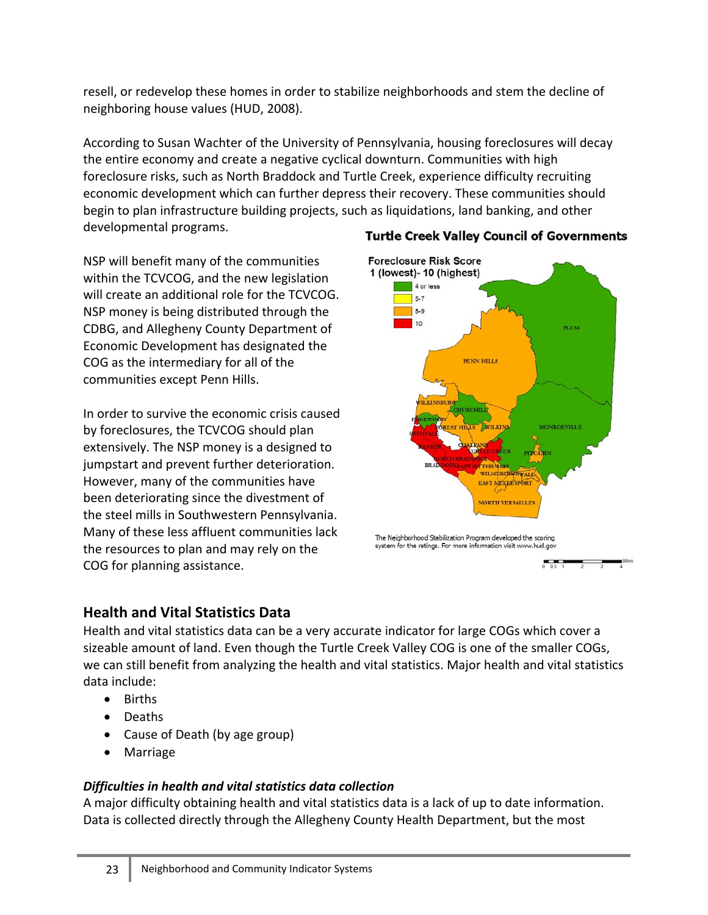resell, or redevelop these homes in order to stabilize neighborhoods and stem the decline of neighboring house values (HUD, 2008).

According to Susan Wachter of the University of Pennsylvania, housing foreclosures will decay the entire economy and create a negative cyclical downturn. Communities with high foreclosure risks, such as North Braddock and Turtle Creek, experience difficulty recruiting economic development which can further depress their recovery. These communities should begin to plan infrastructure building projects, such as liquidations, land banking, and other developmental programs.

NSP will benefit many of the communities within the TCVCOG, and the new legislation will create an additional role for the TCVCOG. NSP money is being distributed through the CDBG, and Allegheny County Department of Economic Development has designated the COG as the intermediary for all of the communities except Penn Hills.

In order to survive the economic crisis caused by foreclosures, the TCVCOG should plan extensively. The NSP money is a designed to jumpstart and prevent further deterioration. However, many of the communities have been deteriorating since the divestment of the steel mills in Southwestern Pennsylvania. Many of these less affluent communities lack the resources to plan and may rely on the COG for planning assistance.

**Turtle Creek Valley Council of Governments**

Foreclosure Risk Score 1 (lowest)- 10 (highest)

The Neighborhood Stabilization Program developed the scoring system for the ratings. For more information visit www.hud.gov

## Health and Vital Statistics Data

Health and vital statistics data can be a very accurate indicator for large COGs which cover a sizeable amount of land. Even though the Turtle Creek Valley COG is one of the smaller COGs, we can still benefit from analyzing the health and vital statistics. Major health and vital statistics data include:

- Births
- Deaths
- Cause of Death (by age group)
- Marriage

### *Difficulties in health and vital statistics data collection*

A major difficulty obtaining health and vital statistics data is a lack of up to date information. Data is collected directly through the Allegheny County Health Department, but the most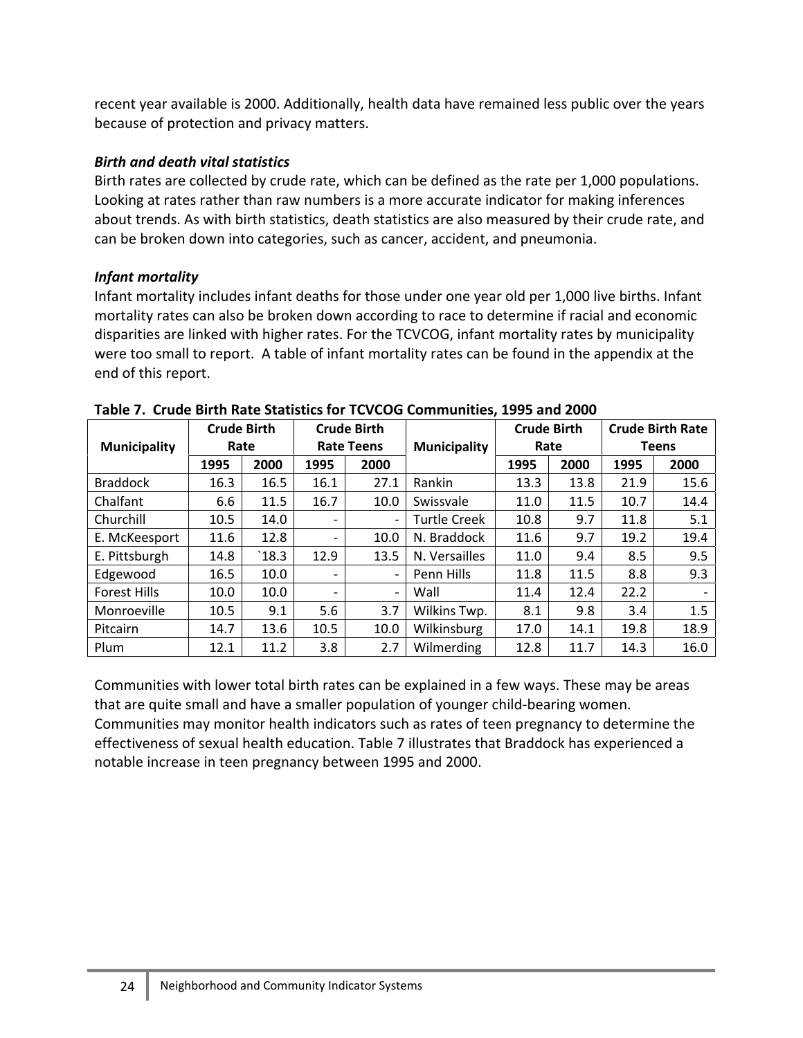recent year available is 2000. Additionally, health data have remained less public over the years because of protection and privacy matters.

***Birth and death vital statistics***

Birth rates are collected by crude rate, which can be defined as the rate per 1,000 populations. Looking at rates rather than raw numbers is a more accurate indicator for making inferences about trends. As with birth statistics, death statistics are also measured by their crude rate, and can be broken down into categories, such as cancer, accident, and pneumonia.

***Infant mortality***

Infant mortality includes infant deaths for those under one year old per 1,000 live births. Infant mortality rates can also be broken down according to race to determine if racial and economic disparities are linked with higher rates. For the TCVCOG, infant mortality rates by municipality were too small to report. A table of infant mortality rates can be found in the appendix at the end of this report.

**Table 7. Crude Birth Rate Statistics for TCVCOG Communities, 1995 and 2000**

| Municipality | Crude Birth Rate | | Crude Birth Rate Teens | | Municipality | Crude Birth Rate | | Crude Birth Rate Teens | |
|---|---|---|---|---|---|---|---|---|---|
| | 1995 | 2000 | 1995 | 2000 | | 1995 | 2000 | 1995 | 2000 |
| Braddock | 16.3 | 16.5 | 16.1 | 27.1 | Rankin | 13.3 | 13.8 | 21.9 | 15.6 |
| Chalfant | 6.6 | 11.5 | 16.7 | 10.0 | Swissvale | 11.0 | 11.5 | 10.7 | 14.4 |
| Churchill | 10.5 | 14.0 | - | - | Turtle Creek | 10.8 | 9.7 | 11.8 | 5.1 |
| E. McKeesport | 11.6 | 12.8 | - | 10.0 | N. Braddock | 11.6 | 9.7 | 19.2 | 19.4 |
| E. Pittsburgh | 14.8 | `18.3 | 12.9 | 13.5 | N. Versailles | 11.0 | 9.4 | 8.5 | 9.5 |
| Edgewood | 16.5 | 10.0 | - | - | Penn Hills | 11.8 | 11.5 | 8.8 | 9.3 |
| Forest Hills | 10.0 | 10.0 | - | - | Wall | 11.4 | 12.4 | 22.2 | - |
| Monroeville | 10.5 | 9.1 | 5.6 | 3.7 | Wilkins Twp. | 8.1 | 9.8 | 3.4 | 1.5 |
| Pitcairn | 14.7 | 13.6 | 10.5 | 10.0 | Wilkinsburg | 17.0 | 14.1 | 19.8 | 18.9 |
| Plum | 12.1 | 11.2 | 3.8 | 2.7 | Wilmerding | 12.8 | 11.7 | 14.3 | 16.0 |

Communities with lower total birth rates can be explained in a few ways. These may be areas that are quite small and have a smaller population of younger child-bearing women. Communities may monitor health indicators such as rates of teen pregnancy to determine the effectiveness of sexual health education. Table 7 illustrates that Braddock has experienced a notable increase in teen pregnancy between 1995 and 2000.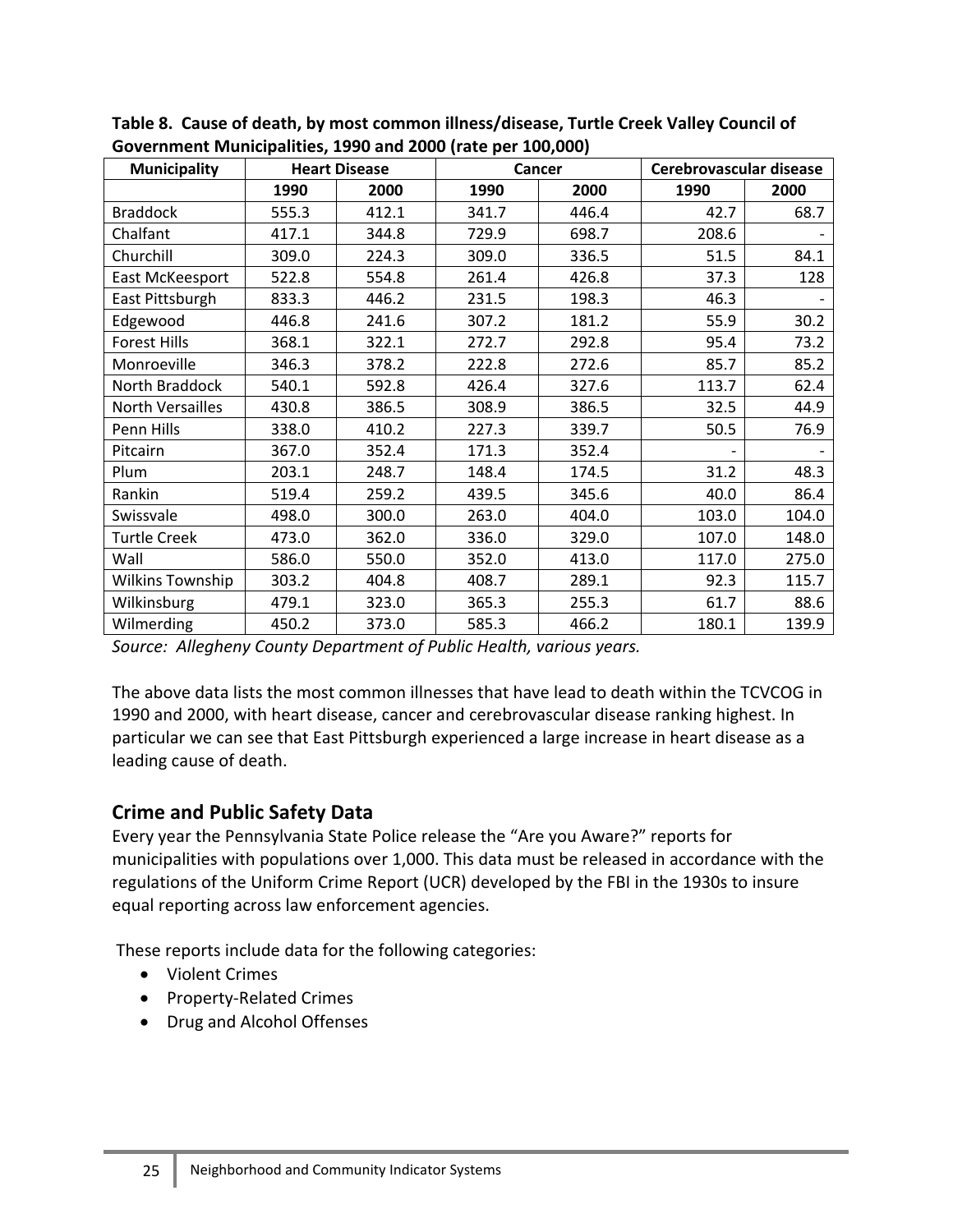**Table 8. Cause of death, by most common illness/disease, Turtle Creek Valley Council of Government Municipalities, 1990 and 2000 (rate per 100,000)**

| Municipality | Heart Disease | | Cancer | | Cerebrovascular disease | |
|---|---|---|---|---|---|---|
| | 1990 | 2000 | 1990 | 2000 | 1990 | 2000 |
| Braddock | 555.3 | 412.1 | 341.7 | 446.4 | 42.7 | 68.7 |
| Chalfant | 417.1 | 344.8 | 729.9 | 698.7 | 208.6 | - |
| Churchill | 309.0 | 224.3 | 309.0 | 336.5 | 51.5 | 84.1 |
| East McKeesport | 522.8 | 554.8 | 261.4 | 426.8 | 37.3 | 128 |
| East Pittsburgh | 833.3 | 446.2 | 231.5 | 198.3 | 46.3 | - |
| Edgewood | 446.8 | 241.6 | 307.2 | 181.2 | 55.9 | 30.2 |
| Forest Hills | 368.1 | 322.1 | 272.7 | 292.8 | 95.4 | 73.2 |
| Monroeville | 346.3 | 378.2 | 222.8 | 272.6 | 85.7 | 85.2 |
| North Braddock | 540.1 | 592.8 | 426.4 | 327.6 | 113.7 | 62.4 |
| North Versailles | 430.8 | 386.5 | 308.9 | 386.5 | 32.5 | 44.9 |
| Penn Hills | 338.0 | 410.2 | 227.3 | 339.7 | 50.5 | 76.9 |
| Pitcairn | 367.0 | 352.4 | 171.3 | 352.4 | - | - |
| Plum | 203.1 | 248.7 | 148.4 | 174.5 | 31.2 | 48.3 |
| Rankin | 519.4 | 259.2 | 439.5 | 345.6 | 40.0 | 86.4 |
| Swissvale | 498.0 | 300.0 | 263.0 | 404.0 | 103.0 | 104.0 |
| Turtle Creek | 473.0 | 362.0 | 336.0 | 329.0 | 107.0 | 148.0 |
| Wall | 586.0 | 550.0 | 352.0 | 413.0 | 117.0 | 275.0 |
| Wilkins Township | 303.2 | 404.8 | 408.7 | 289.1 | 92.3 | 115.7 |
| Wilkinsburg | 479.1 | 323.0 | 365.3 | 255.3 | 61.7 | 88.6 |
| Wilmerding | 450.2 | 373.0 | 585.3 | 466.2 | 180.1 | 139.9 |

*Source: Allegheny County Department of Public Health, various years.*

The above data lists the most common illnesses that have lead to death within the TCVCOG in 1990 and 2000, with heart disease, cancer and cerebrovascular disease ranking highest. In particular we can see that East Pittsburgh experienced a large increase in heart disease as a leading cause of death.

## Crime and Public Safety Data

Every year the Pennsylvania State Police release the "Are you Aware?" reports for municipalities with populations over 1,000. This data must be released in accordance with the regulations of the Uniform Crime Report (UCR) developed by the FBI in the 1930s to insure equal reporting across law enforcement agencies.

These reports include data for the following categories:

- Violent Crimes
- Property-Related Crimes
- Drug and Alcohol Offenses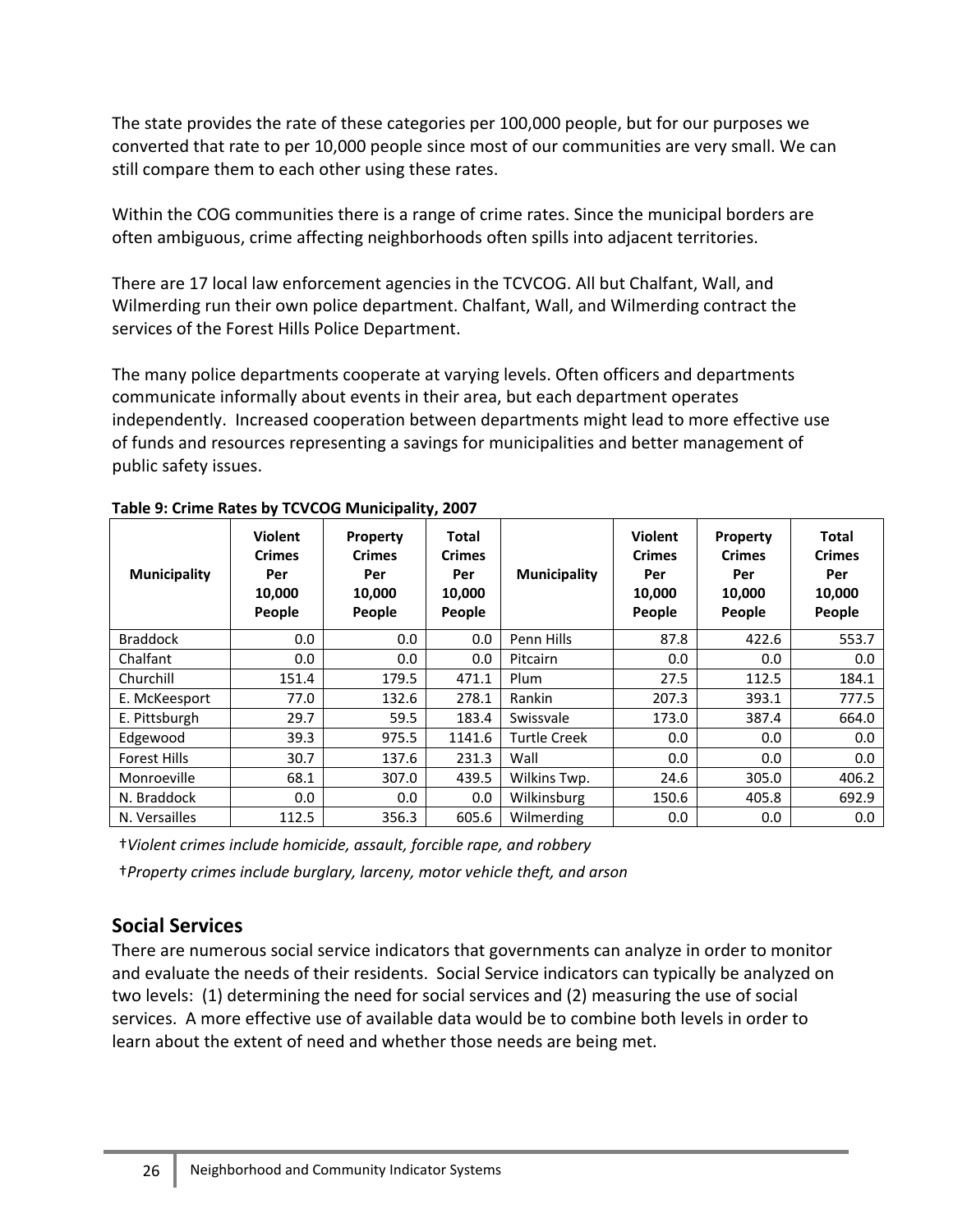The state provides the rate of these categories per 100,000 people, but for our purposes we converted that rate to per 10,000 people since most of our communities are very small. We can still compare them to each other using these rates.

Within the COG communities there is a range of crime rates. Since the municipal borders are often ambiguous, crime affecting neighborhoods often spills into adjacent territories.

There are 17 local law enforcement agencies in the TCVCOG. All but Chalfant, Wall, and Wilmerding run their own police department. Chalfant, Wall, and Wilmerding contract the services of the Forest Hills Police Department.

The many police departments cooperate at varying levels. Often officers and departments communicate informally about events in their area, but each department operates independently. Increased cooperation between departments might lead to more effective use of funds and resources representing a savings for municipalities and better management of public safety issues.

**Table 9: Crime Rates by TCVCOG Municipality, 2007**

| Municipality | Violent Crimes Per 10,000 People | Property Crimes Per 10,000 People | Total Crimes Per 10,000 People | Municipality | Violent Crimes Per 10,000 People | Property Crimes Per 10,000 People | Total Crimes Per 10,000 People |
|---|---|---|---|---|---|---|---|
| Braddock | 0.0 | 0.0 | 0.0 | Penn Hills | 87.8 | 422.6 | 553.7 |
| Chalfant | 0.0 | 0.0 | 0.0 | Pitcairn | 0.0 | 0.0 | 0.0 |
| Churchill | 151.4 | 179.5 | 471.1 | Plum | 27.5 | 112.5 | 184.1 |
| E. McKeesport | 77.0 | 132.6 | 278.1 | Rankin | 207.3 | 393.1 | 777.5 |
| E. Pittsburgh | 29.7 | 59.5 | 183.4 | Swissvale | 173.0 | 387.4 | 664.0 |
| Edgewood | 39.3 | 975.5 | 1141.6 | Turtle Creek | 0.0 | 0.0 | 0.0 |
| Forest Hills | 30.7 | 137.6 | 231.3 | Wall | 0.0 | 0.0 | 0.0 |
| Monroeville | 68.1 | 307.0 | 439.5 | Wilkins Twp. | 24.6 | 305.0 | 406.2 |
| N. Braddock | 0.0 | 0.0 | 0.0 | Wilkinsburg | 150.6 | 405.8 | 692.9 |
| N. Versailles | 112.5 | 356.3 | 605.6 | Wilmerding | 0.0 | 0.0 | 0.0 |

†*Violent crimes include homicide, assault, forcible rape, and robbery*

†*Property crimes include burglary, larceny, motor vehicle theft, and arson*

## Social Services

There are numerous social service indicators that governments can analyze in order to monitor and evaluate the needs of their residents. Social Service indicators can typically be analyzed on two levels: (1) determining the need for social services and (2) measuring the use of social services. A more effective use of available data would be to combine both levels in order to learn about the extent of need and whether those needs are being met.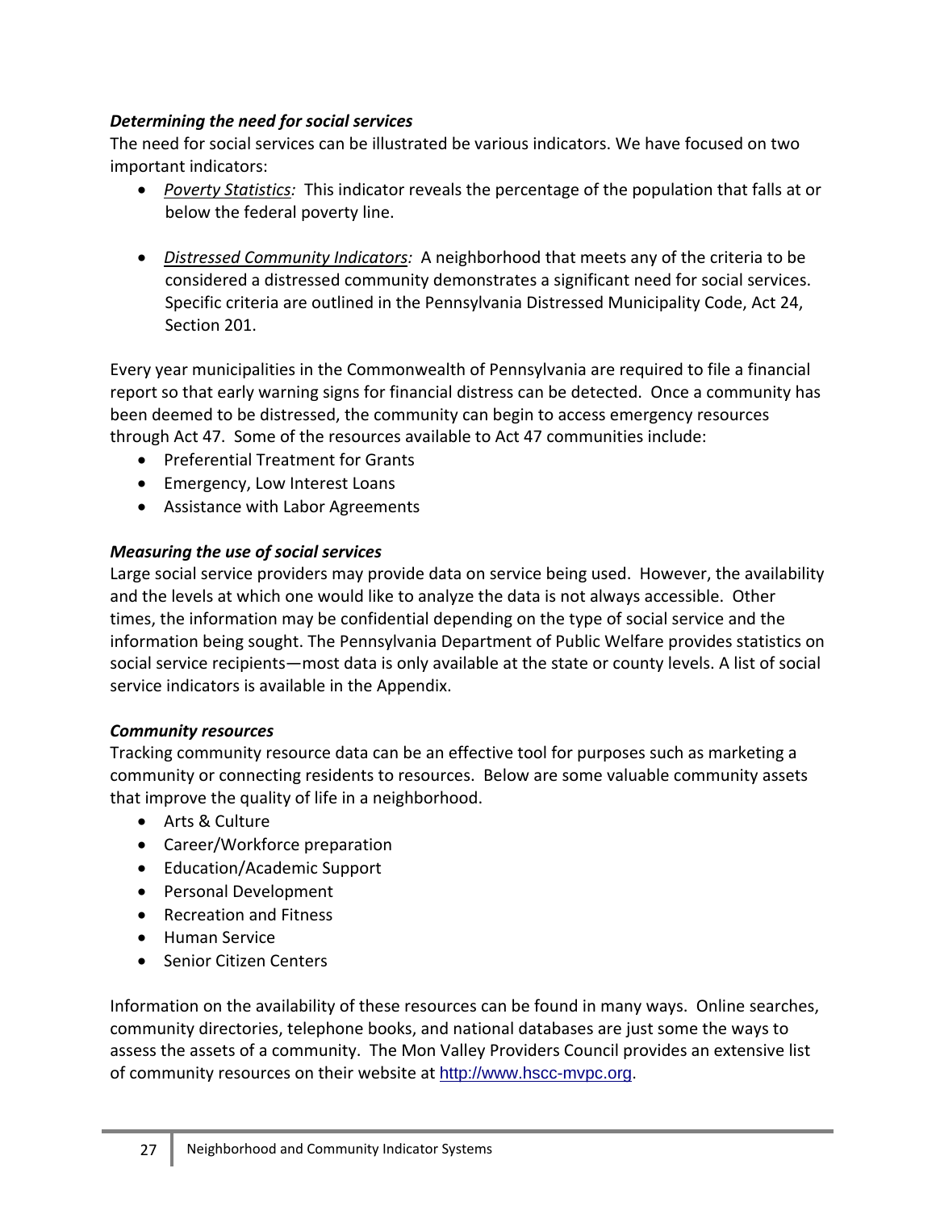***Determining the need for social services***

The need for social services can be illustrated be various indicators. We have focused on two important indicators:

- *Poverty Statistics:* This indicator reveals the percentage of the population that falls at or below the federal poverty line.

- *Distressed Community Indicators:* A neighborhood that meets any of the criteria to be considered a distressed community demonstrates a significant need for social services. Specific criteria are outlined in the Pennsylvania Distressed Municipality Code, Act 24, Section 201.

Every year municipalities in the Commonwealth of Pennsylvania are required to file a financial report so that early warning signs for financial distress can be detected. Once a community has been deemed to be distressed, the community can begin to access emergency resources through Act 47. Some of the resources available to Act 47 communities include:

- Preferential Treatment for Grants
- Emergency, Low Interest Loans
- Assistance with Labor Agreements

***Measuring the use of social services***

Large social service providers may provide data on service being used. However, the availability and the levels at which one would like to analyze the data is not always accessible. Other times, the information may be confidential depending on the type of social service and the information being sought. The Pennsylvania Department of Public Welfare provides statistics on social service recipients—most data is only available at the state or county levels. A list of social service indicators is available in the Appendix.

***Community resources***

Tracking community resource data can be an effective tool for purposes such as marketing a community or connecting residents to resources. Below are some valuable community assets that improve the quality of life in a neighborhood.

- Arts & Culture
- Career/Workforce preparation
- Education/Academic Support
- Personal Development
- Recreation and Fitness
- Human Service
- Senior Citizen Centers

Information on the availability of these resources can be found in many ways. Online searches, community directories, telephone books, and national databases are just some the ways to assess the assets of a community. The Mon Valley Providers Council provides an extensive list of community resources on their website at http://www.hscc-mvpc.org.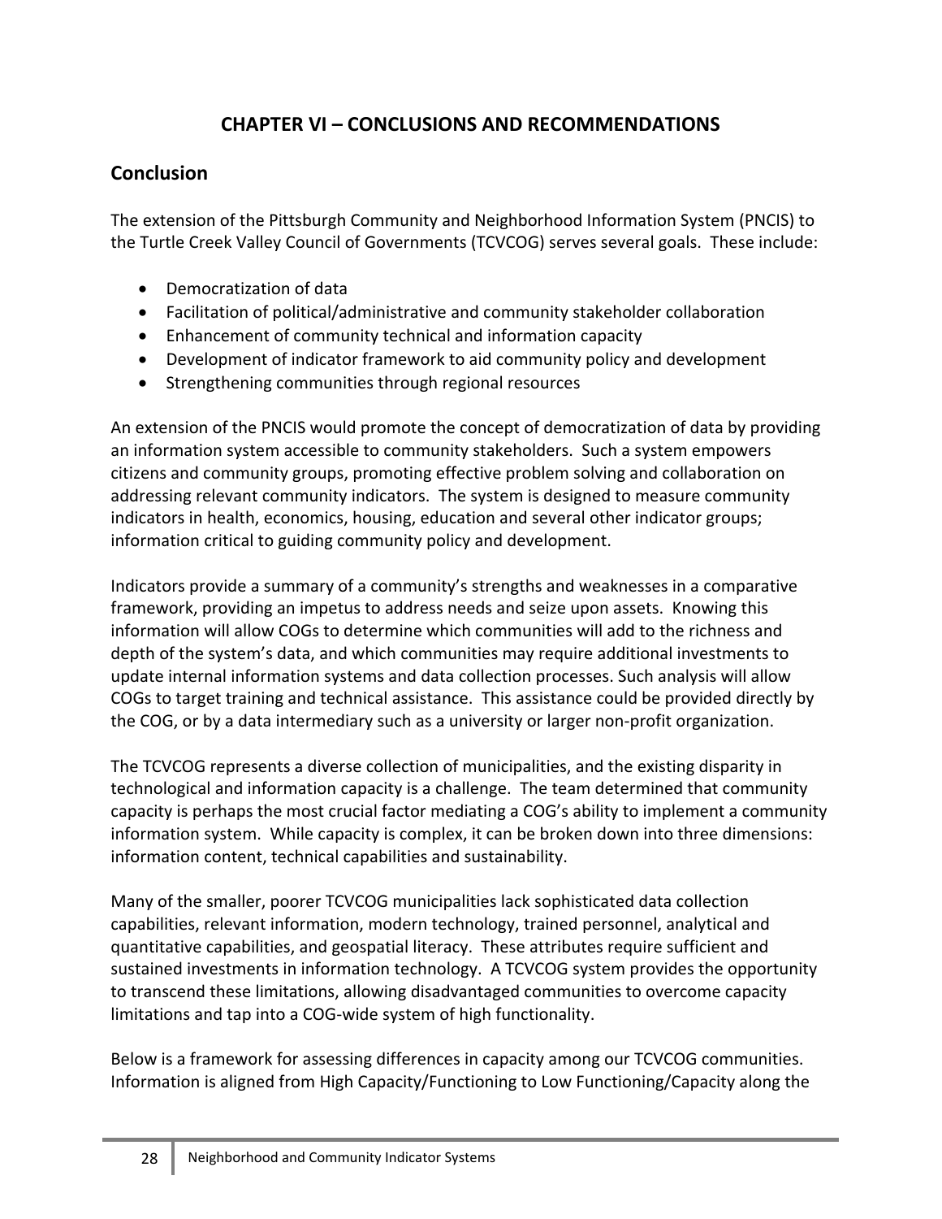# CHAPTER VI – CONCLUSIONS AND RECOMMENDATIONS

## Conclusion

The extension of the Pittsburgh Community and Neighborhood Information System (PNCIS) to the Turtle Creek Valley Council of Governments (TCVCOG) serves several goals. These include:

- Democratization of data
- Facilitation of political/administrative and community stakeholder collaboration
- Enhancement of community technical and information capacity
- Development of indicator framework to aid community policy and development
- Strengthening communities through regional resources

An extension of the PNCIS would promote the concept of democratization of data by providing an information system accessible to community stakeholders. Such a system empowers citizens and community groups, promoting effective problem solving and collaboration on addressing relevant community indicators. The system is designed to measure community indicators in health, economics, housing, education and several other indicator groups; information critical to guiding community policy and development.

Indicators provide a summary of a community's strengths and weaknesses in a comparative framework, providing an impetus to address needs and seize upon assets. Knowing this information will allow COGs to determine which communities will add to the richness and depth of the system's data, and which communities may require additional investments to update internal information systems and data collection processes. Such analysis will allow COGs to target training and technical assistance. This assistance could be provided directly by the COG, or by a data intermediary such as a university or larger non-profit organization.

The TCVCOG represents a diverse collection of municipalities, and the existing disparity in technological and information capacity is a challenge. The team determined that community capacity is perhaps the most crucial factor mediating a COG's ability to implement a community information system. While capacity is complex, it can be broken down into three dimensions: information content, technical capabilities and sustainability.

Many of the smaller, poorer TCVCOG municipalities lack sophisticated data collection capabilities, relevant information, modern technology, trained personnel, analytical and quantitative capabilities, and geospatial literacy. These attributes require sufficient and sustained investments in information technology. A TCVCOG system provides the opportunity to transcend these limitations, allowing disadvantaged communities to overcome capacity limitations and tap into a COG-wide system of high functionality.

Below is a framework for assessing differences in capacity among our TCVCOG communities. Information is aligned from High Capacity/Functioning to Low Functioning/Capacity along the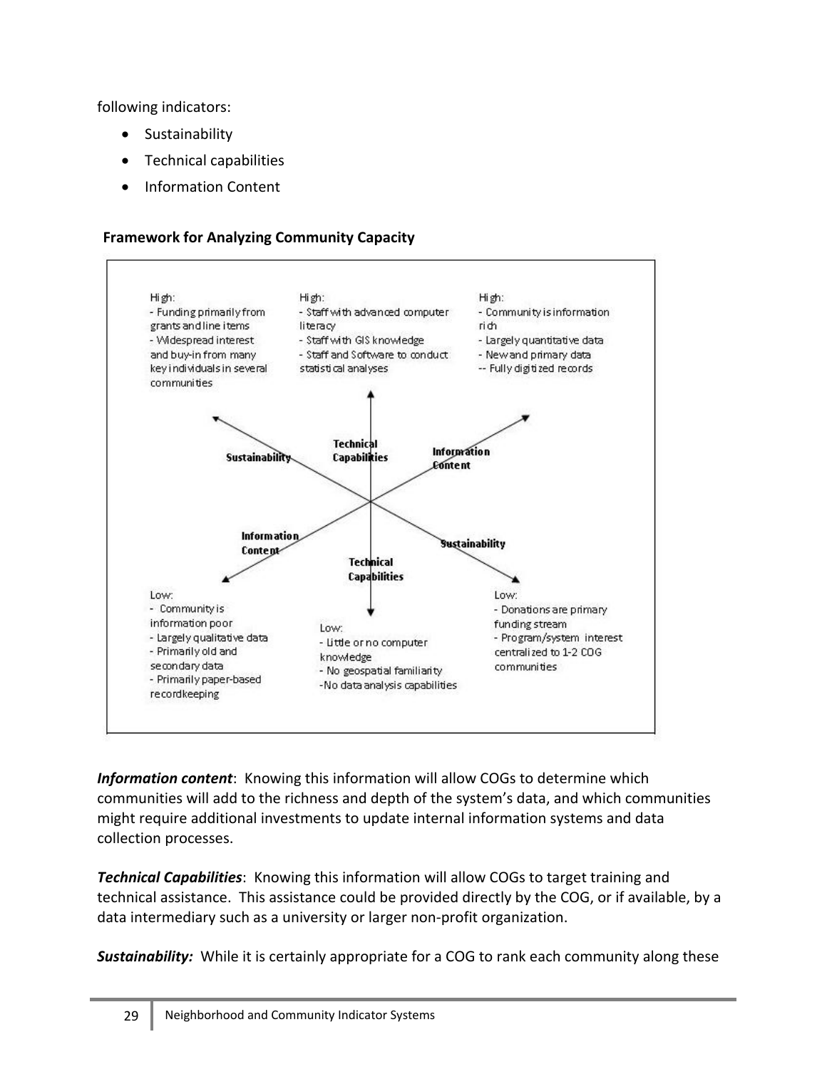following indicators:

- Sustainability
- Technical capabilities
- Information Content

**Framework for Analyzing Community Capacity**

High:
- Funding primarily from grants and line items
- Widespread interest and buy-in from many key individuals in several communities

High:
- Staff with advanced computer literacy
- Staff with GIS knowledge
- Staff and Software to conduct statistical analyses

High:
- Community is information rich
- Largely quantitative data
- New and primary data
-- Fully digitized records

Sustainability

Technical Capabilities

Information Content

Information Content

Technical Capabilities

Sustainability

Low:
- Community is information poor
- Largely qualitative data
- Primarily old and secondary data
- Primarily paper-based recordkeeping

Low:
- Little or no computer knowledge
- No geospatial familiarity
-No data analysis capabilities

Low:
- Donations are primary funding stream
- Program/system interest centralized to 1-2 COG communities

***Information content***: Knowing this information will allow COGs to determine which communities will add to the richness and depth of the system's data, and which communities might require additional investments to update internal information systems and data collection processes.

***Technical Capabilities***: Knowing this information will allow COGs to target training and technical assistance. This assistance could be provided directly by the COG, or if available, by a data intermediary such as a university or larger non-profit organization.

***Sustainability:*** While it is certainly appropriate for a COG to rank each community along these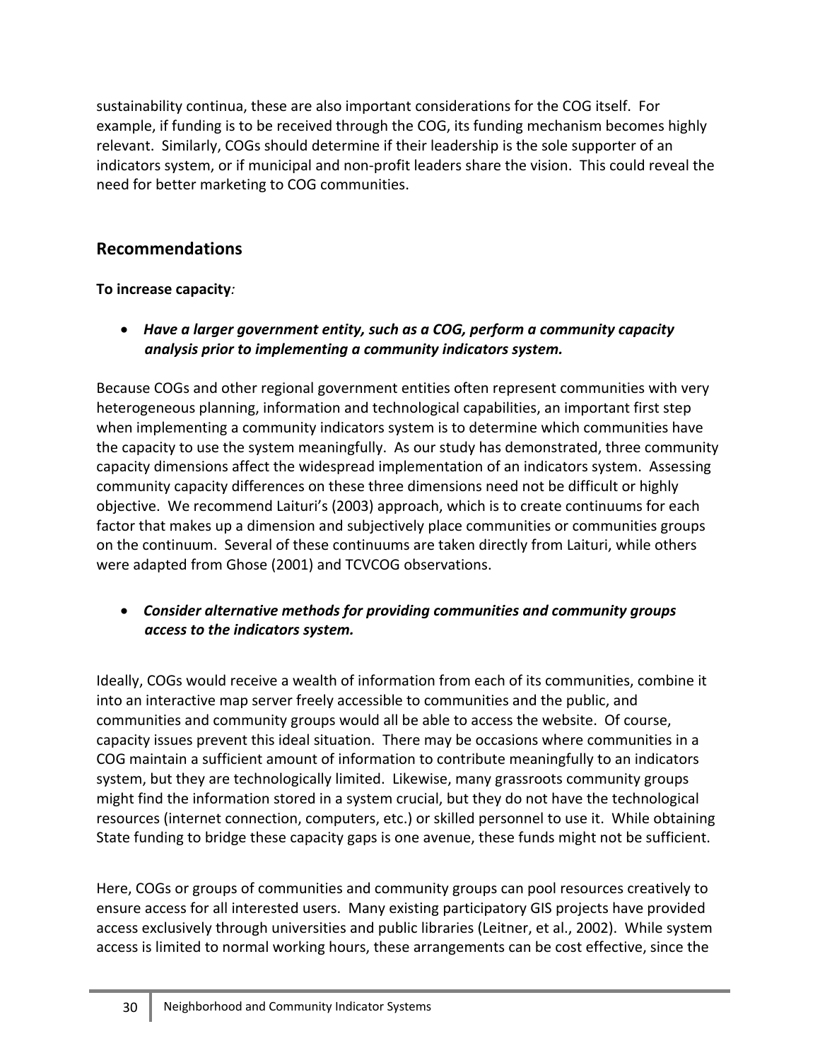sustainability continua, these are also important considerations for the COG itself. For example, if funding is to be received through the COG, its funding mechanism becomes highly relevant. Similarly, COGs should determine if their leadership is the sole supporter of an indicators system, or if municipal and non-profit leaders share the vision. This could reveal the need for better marketing to COG communities.

## Recommendations

**To increase capacity***:*

- ***Have a larger government entity, such as a COG, perform a community capacity analysis prior to implementing a community indicators system.***

Because COGs and other regional government entities often represent communities with very heterogeneous planning, information and technological capabilities, an important first step when implementing a community indicators system is to determine which communities have the capacity to use the system meaningfully. As our study has demonstrated, three community capacity dimensions affect the widespread implementation of an indicators system. Assessing community capacity differences on these three dimensions need not be difficult or highly objective. We recommend Laituri's (2003) approach, which is to create continuums for each factor that makes up a dimension and subjectively place communities or communities groups on the continuum. Several of these continuums are taken directly from Laituri, while others were adapted from Ghose (2001) and TCVCOG observations.

- ***Consider alternative methods for providing communities and community groups access to the indicators system.***

Ideally, COGs would receive a wealth of information from each of its communities, combine it into an interactive map server freely accessible to communities and the public, and communities and community groups would all be able to access the website. Of course, capacity issues prevent this ideal situation. There may be occasions where communities in a COG maintain a sufficient amount of information to contribute meaningfully to an indicators system, but they are technologically limited. Likewise, many grassroots community groups might find the information stored in a system crucial, but they do not have the technological resources (internet connection, computers, etc.) or skilled personnel to use it. While obtaining State funding to bridge these capacity gaps is one avenue, these funds might not be sufficient.

Here, COGs or groups of communities and community groups can pool resources creatively to ensure access for all interested users. Many existing participatory GIS projects have provided access exclusively through universities and public libraries (Leitner, et al., 2002). While system access is limited to normal working hours, these arrangements can be cost effective, since the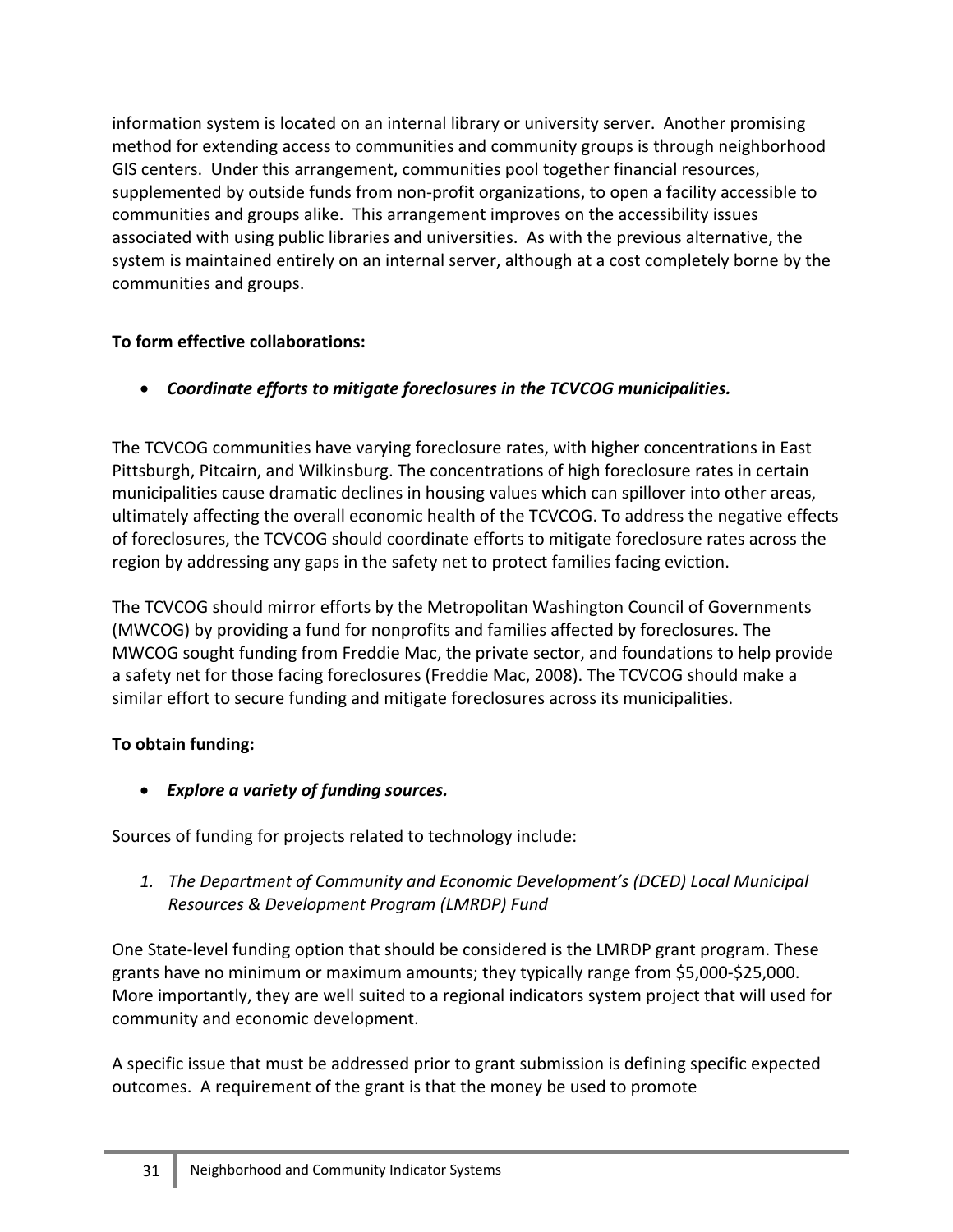information system is located on an internal library or university server. Another promising method for extending access to communities and community groups is through neighborhood GIS centers. Under this arrangement, communities pool together financial resources, supplemented by outside funds from non-profit organizations, to open a facility accessible to communities and groups alike. This arrangement improves on the accessibility issues associated with using public libraries and universities. As with the previous alternative, the system is maintained entirely on an internal server, although at a cost completely borne by the communities and groups.

**To form effective collaborations:**

- ***Coordinate efforts to mitigate foreclosures in the TCVCOG municipalities.***

The TCVCOG communities have varying foreclosure rates, with higher concentrations in East Pittsburgh, Pitcairn, and Wilkinsburg. The concentrations of high foreclosure rates in certain municipalities cause dramatic declines in housing values which can spillover into other areas, ultimately affecting the overall economic health of the TCVCOG. To address the negative effects of foreclosures, the TCVCOG should coordinate efforts to mitigate foreclosure rates across the region by addressing any gaps in the safety net to protect families facing eviction.

The TCVCOG should mirror efforts by the Metropolitan Washington Council of Governments (MWCOG) by providing a fund for nonprofits and families affected by foreclosures. The MWCOG sought funding from Freddie Mac, the private sector, and foundations to help provide a safety net for those facing foreclosures (Freddie Mac, 2008). The TCVCOG should make a similar effort to secure funding and mitigate foreclosures across its municipalities.

**To obtain funding:**

- ***Explore a variety of funding sources.***

Sources of funding for projects related to technology include:

1. *The Department of Community and Economic Development's (DCED) Local Municipal Resources & Development Program (LMRDP) Fund*

One State-level funding option that should be considered is the LMRDP grant program. These grants have no minimum or maximum amounts; they typically range from $5,000-$25,000. More importantly, they are well suited to a regional indicators system project that will used for community and economic development.

A specific issue that must be addressed prior to grant submission is defining specific expected outcomes. A requirement of the grant is that the money be used to promote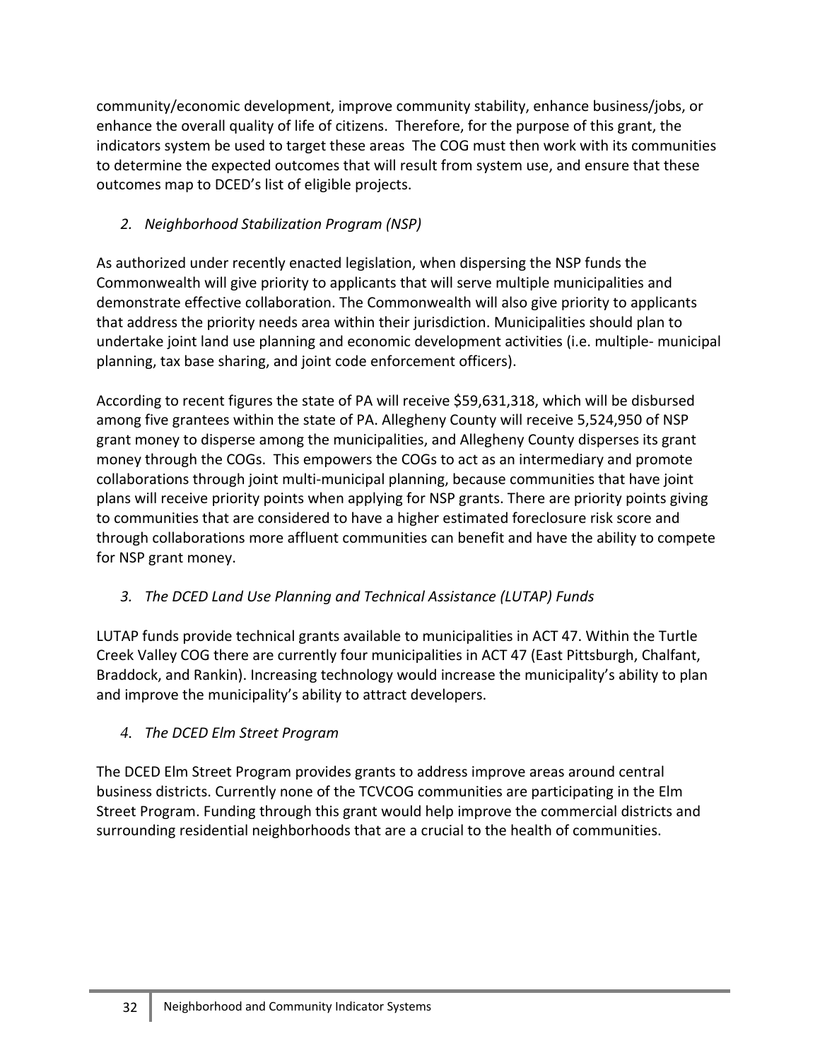community/economic development, improve community stability, enhance business/jobs, or enhance the overall quality of life of citizens. Therefore, for the purpose of this grant, the indicators system be used to target these areas The COG must then work with its communities to determine the expected outcomes that will result from system use, and ensure that these outcomes map to DCED's list of eligible projects.

*2. Neighborhood Stabilization Program (NSP)*

As authorized under recently enacted legislation, when dispersing the NSP funds the Commonwealth will give priority to applicants that will serve multiple municipalities and demonstrate effective collaboration. The Commonwealth will also give priority to applicants that address the priority needs area within their jurisdiction. Municipalities should plan to undertake joint land use planning and economic development activities (i.e. multiple- municipal planning, tax base sharing, and joint code enforcement officers).

According to recent figures the state of PA will receive $59,631,318, which will be disbursed among five grantees within the state of PA. Allegheny County will receive 5,524,950 of NSP grant money to disperse among the municipalities, and Allegheny County disperses its grant money through the COGs. This empowers the COGs to act as an intermediary and promote collaborations through joint multi-municipal planning, because communities that have joint plans will receive priority points when applying for NSP grants. There are priority points giving to communities that are considered to have a higher estimated foreclosure risk score and through collaborations more affluent communities can benefit and have the ability to compete for NSP grant money.

*3. The DCED Land Use Planning and Technical Assistance (LUTAP) Funds*

LUTAP funds provide technical grants available to municipalities in ACT 47. Within the Turtle Creek Valley COG there are currently four municipalities in ACT 47 (East Pittsburgh, Chalfant, Braddock, and Rankin). Increasing technology would increase the municipality's ability to plan and improve the municipality's ability to attract developers.

*4. The DCED Elm Street Program*

The DCED Elm Street Program provides grants to address improve areas around central business districts. Currently none of the TCVCOG communities are participating in the Elm Street Program. Funding through this grant would help improve the commercial districts and surrounding residential neighborhoods that are a crucial to the health of communities.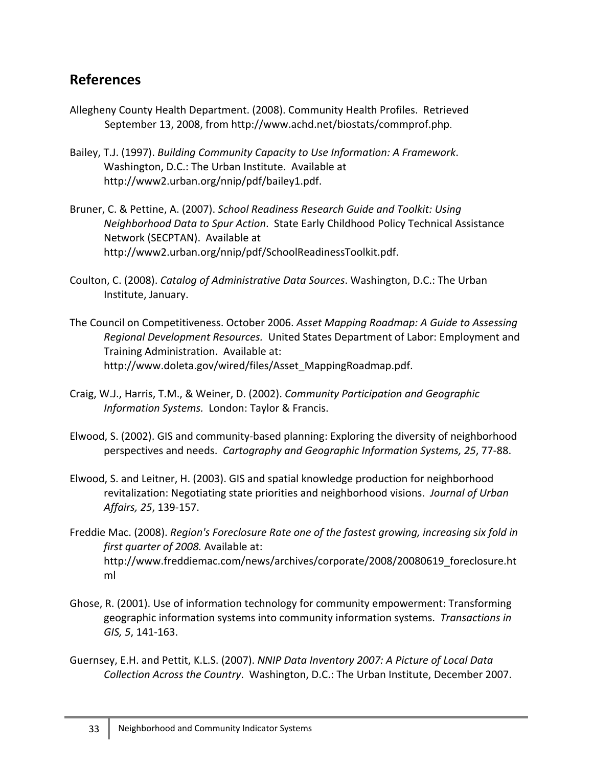## References

Allegheny County Health Department. (2008). Community Health Profiles. Retrieved September 13, 2008, from http://www.achd.net/biostats/commprof.php.

Bailey, T.J. (1997). *Building Community Capacity to Use Information: A Framework*. Washington, D.C.: The Urban Institute. Available at http://www2.urban.org/nnip/pdf/bailey1.pdf.

Bruner, C. & Pettine, A. (2007). *School Readiness Research Guide and Toolkit: Using Neighborhood Data to Spur Action*. State Early Childhood Policy Technical Assistance Network (SECPTAN). Available at http://www2.urban.org/nnip/pdf/SchoolReadinessToolkit.pdf.

Coulton, C. (2008). *Catalog of Administrative Data Sources*. Washington, D.C.: The Urban Institute, January.

The Council on Competitiveness. October 2006. *Asset Mapping Roadmap: A Guide to Assessing Regional Development Resources.* United States Department of Labor: Employment and Training Administration. Available at: http://www.doleta.gov/wired/files/Asset_MappingRoadmap.pdf.

Craig, W.J., Harris, T.M., & Weiner, D. (2002). *Community Participation and Geographic Information Systems.* London: Taylor & Francis.

Elwood, S. (2002). GIS and community-based planning: Exploring the diversity of neighborhood perspectives and needs. *Cartography and Geographic Information Systems, 25*, 77-88.

Elwood, S. and Leitner, H. (2003). GIS and spatial knowledge production for neighborhood revitalization: Negotiating state priorities and neighborhood visions. *Journal of Urban Affairs, 25*, 139-157.

Freddie Mac. (2008). *Region's Foreclosure Rate one of the fastest growing, increasing six fold in first quarter of 2008.* Available at: http://www.freddiemac.com/news/archives/corporate/2008/20080619_foreclosure.html

Ghose, R. (2001). Use of information technology for community empowerment: Transforming geographic information systems into community information systems. *Transactions in GIS, 5*, 141-163.

Guernsey, E.H. and Pettit, K.L.S. (2007). *NNIP Data Inventory 2007: A Picture of Local Data Collection Across the Country*. Washington, D.C.: The Urban Institute, December 2007.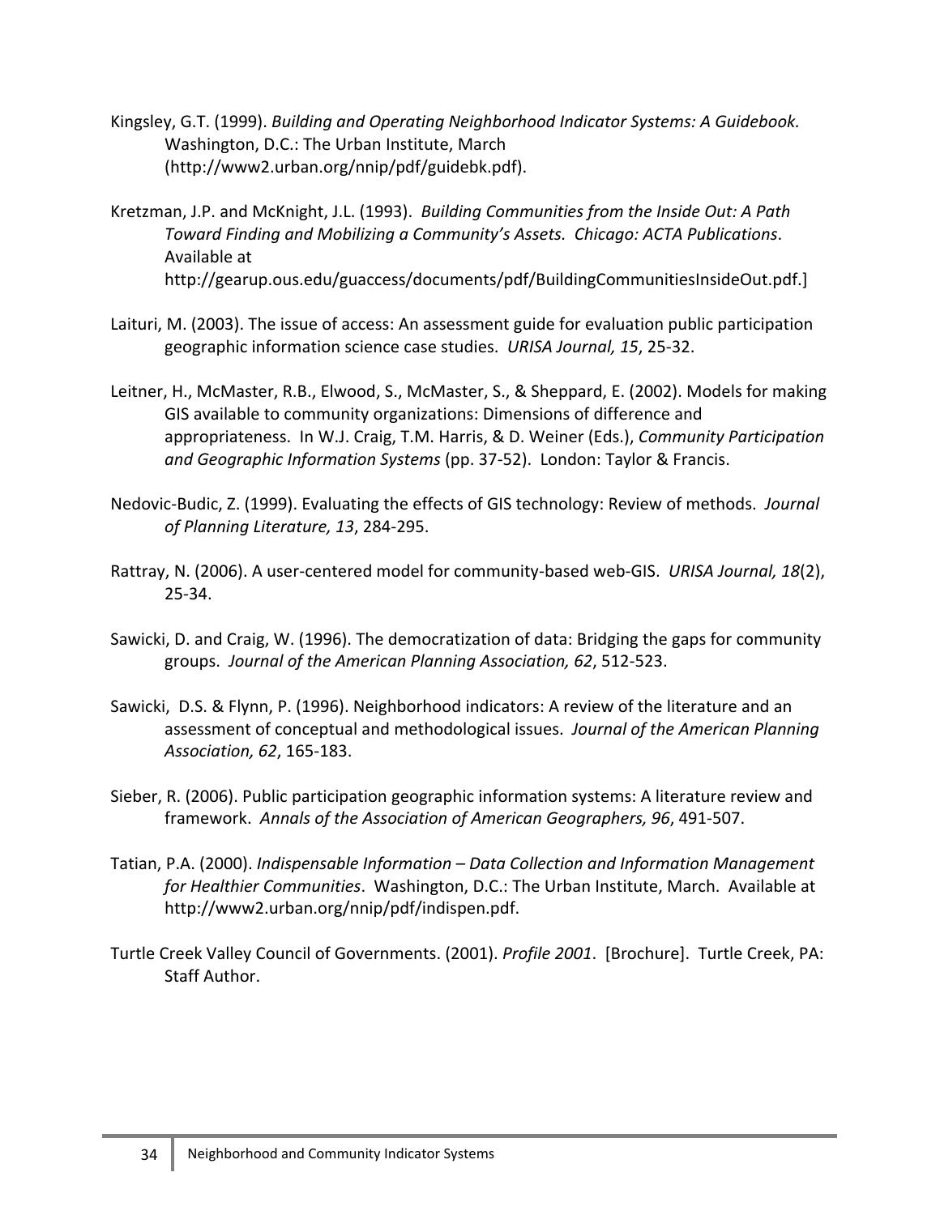Kingsley, G.T. (1999). *Building and Operating Neighborhood Indicator Systems: A Guidebook.* Washington, D.C.: The Urban Institute, March (http://www2.urban.org/nnip/pdf/guidebk.pdf).

Kretzman, J.P. and McKnight, J.L. (1993). *Building Communities from the Inside Out: A Path Toward Finding and Mobilizing a Community's Assets. Chicago: ACTA Publications*. Available at http://gearup.ous.edu/guaccess/documents/pdf/BuildingCommunitiesInsideOut.pdf.]

Laituri, M. (2003). The issue of access: An assessment guide for evaluation public participation geographic information science case studies. *URISA Journal, 15*, 25-32.

Leitner, H., McMaster, R.B., Elwood, S., McMaster, S., & Sheppard, E. (2002). Models for making GIS available to community organizations: Dimensions of difference and appropriateness. In W.J. Craig, T.M. Harris, & D. Weiner (Eds.), *Community Participation and Geographic Information Systems* (pp. 37-52). London: Taylor & Francis.

Nedovic-Budic, Z. (1999). Evaluating the effects of GIS technology: Review of methods. *Journal of Planning Literature, 13*, 284-295.

Rattray, N. (2006). A user-centered model for community-based web-GIS. *URISA Journal, 18*(2), 25-34.

Sawicki, D. and Craig, W. (1996). The democratization of data: Bridging the gaps for community groups. *Journal of the American Planning Association, 62*, 512-523.

Sawicki, D.S. & Flynn, P. (1996). Neighborhood indicators: A review of the literature and an assessment of conceptual and methodological issues. *Journal of the American Planning Association, 62*, 165-183.

Sieber, R. (2006). Public participation geographic information systems: A literature review and framework. *Annals of the Association of American Geographers, 96*, 491-507.

Tatian, P.A. (2000). *Indispensable Information – Data Collection and Information Management for Healthier Communities*. Washington, D.C.: The Urban Institute, March. Available at http://www2.urban.org/nnip/pdf/indispen.pdf.

Turtle Creek Valley Council of Governments. (2001). *Profile 2001*. [Brochure]. Turtle Creek, PA: Staff Author.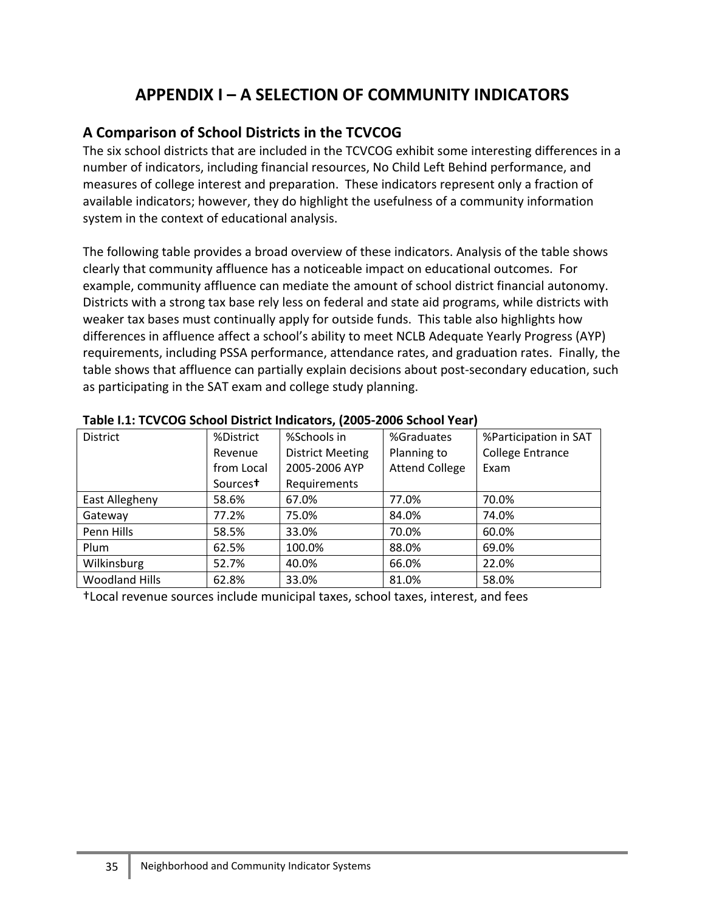# APPENDIX I – A SELECTION OF COMMUNITY INDICATORS

## A Comparison of School Districts in the TCVCOG

The six school districts that are included in the TCVCOG exhibit some interesting differences in a number of indicators, including financial resources, No Child Left Behind performance, and measures of college interest and preparation. These indicators represent only a fraction of available indicators; however, they do highlight the usefulness of a community information system in the context of educational analysis.

The following table provides a broad overview of these indicators. Analysis of the table shows clearly that community affluence has a noticeable impact on educational outcomes. For example, community affluence can mediate the amount of school district financial autonomy. Districts with a strong tax base rely less on federal and state aid programs, while districts with weaker tax bases must continually apply for outside funds. This table also highlights how differences in affluence affect a school's ability to meet NCLB Adequate Yearly Progress (AYP) requirements, including PSSA performance, attendance rates, and graduation rates. Finally, the table shows that affluence can partially explain decisions about post-secondary education, such as participating in the SAT exam and college study planning.

**Table I.1: TCVCOG School District Indicators, (2005-2006 School Year)**

| District | %District Revenue from Local Sources† | %Schools in District Meeting 2005-2006 AYP Requirements | %Graduates Planning to Attend College | %Participation in SAT College Entrance Exam |
|---|---|---|---|---|
| East Allegheny | 58.6% | 67.0% | 77.0% | 70.0% |
| Gateway | 77.2% | 75.0% | 84.0% | 74.0% |
| Penn Hills | 58.5% | 33.0% | 70.0% | 60.0% |
| Plum | 62.5% | 100.0% | 88.0% | 69.0% |
| Wilkinsburg | 52.7% | 40.0% | 66.0% | 22.0% |
| Woodland Hills | 62.8% | 33.0% | 81.0% | 58.0% |

†Local revenue sources include municipal taxes, school taxes, interest, and fees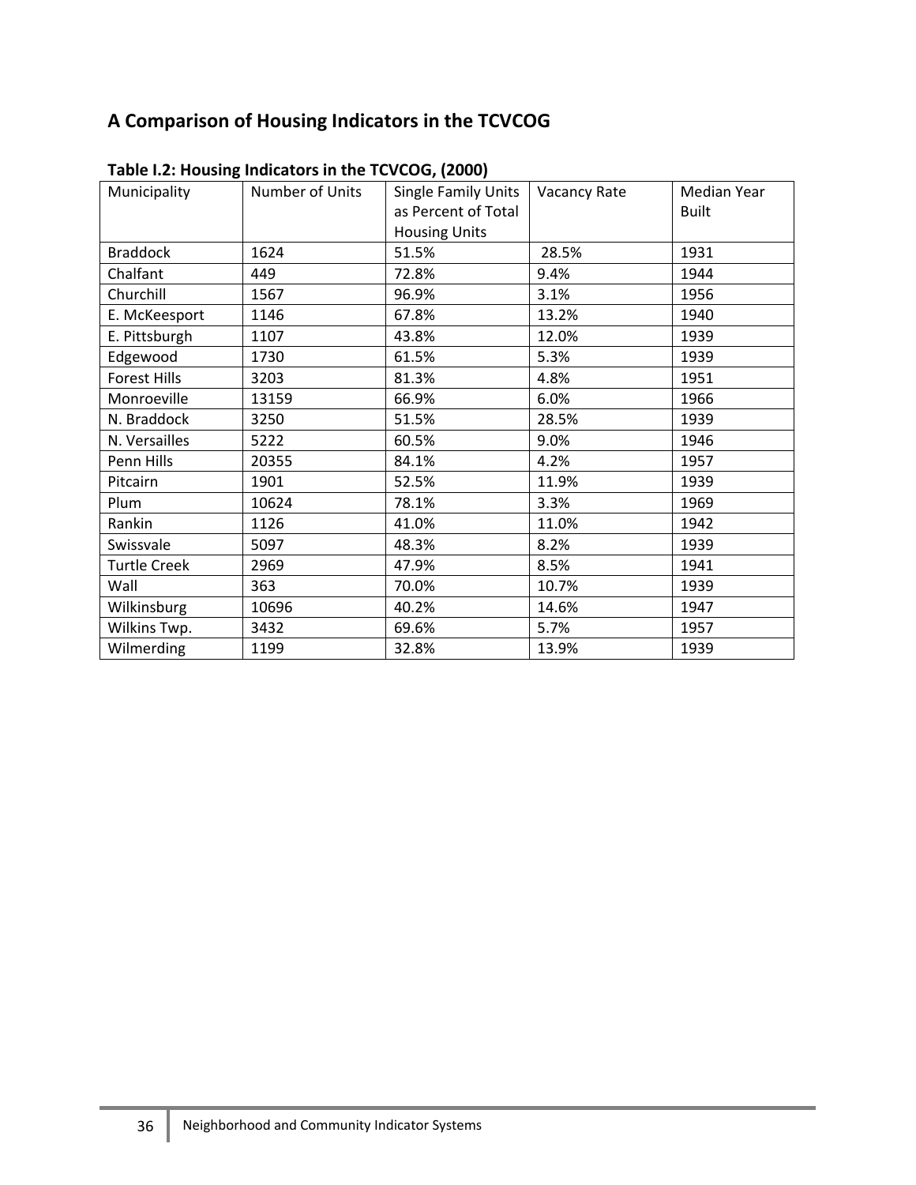## A Comparison of Housing Indicators in the TCVCOG

**Table I.2: Housing Indicators in the TCVCOG, (2000)**

| Municipality | Number of Units | Single Family Units as Percent of Total Housing Units | Vacancy Rate | Median Year Built |
|---|---|---|---|---|
| Braddock | 1624 | 51.5% | 28.5% | 1931 |
| Chalfant | 449 | 72.8% | 9.4% | 1944 |
| Churchill | 1567 | 96.9% | 3.1% | 1956 |
| E. McKeesport | 1146 | 67.8% | 13.2% | 1940 |
| E. Pittsburgh | 1107 | 43.8% | 12.0% | 1939 |
| Edgewood | 1730 | 61.5% | 5.3% | 1939 |
| Forest Hills | 3203 | 81.3% | 4.8% | 1951 |
| Monroeville | 13159 | 66.9% | 6.0% | 1966 |
| N. Braddock | 3250 | 51.5% | 28.5% | 1939 |
| N. Versailles | 5222 | 60.5% | 9.0% | 1946 |
| Penn Hills | 20355 | 84.1% | 4.2% | 1957 |
| Pitcairn | 1901 | 52.5% | 11.9% | 1939 |
| Plum | 10624 | 78.1% | 3.3% | 1969 |
| Rankin | 1126 | 41.0% | 11.0% | 1942 |
| Swissvale | 5097 | 48.3% | 8.2% | 1939 |
| Turtle Creek | 2969 | 47.9% | 8.5% | 1941 |
| Wall | 363 | 70.0% | 10.7% | 1939 |
| Wilkinsburg | 10696 | 40.2% | 14.6% | 1947 |
| Wilkins Twp. | 3432 | 69.6% | 5.7% | 1957 |
| Wilmerding | 1199 | 32.8% | 13.9% | 1939 |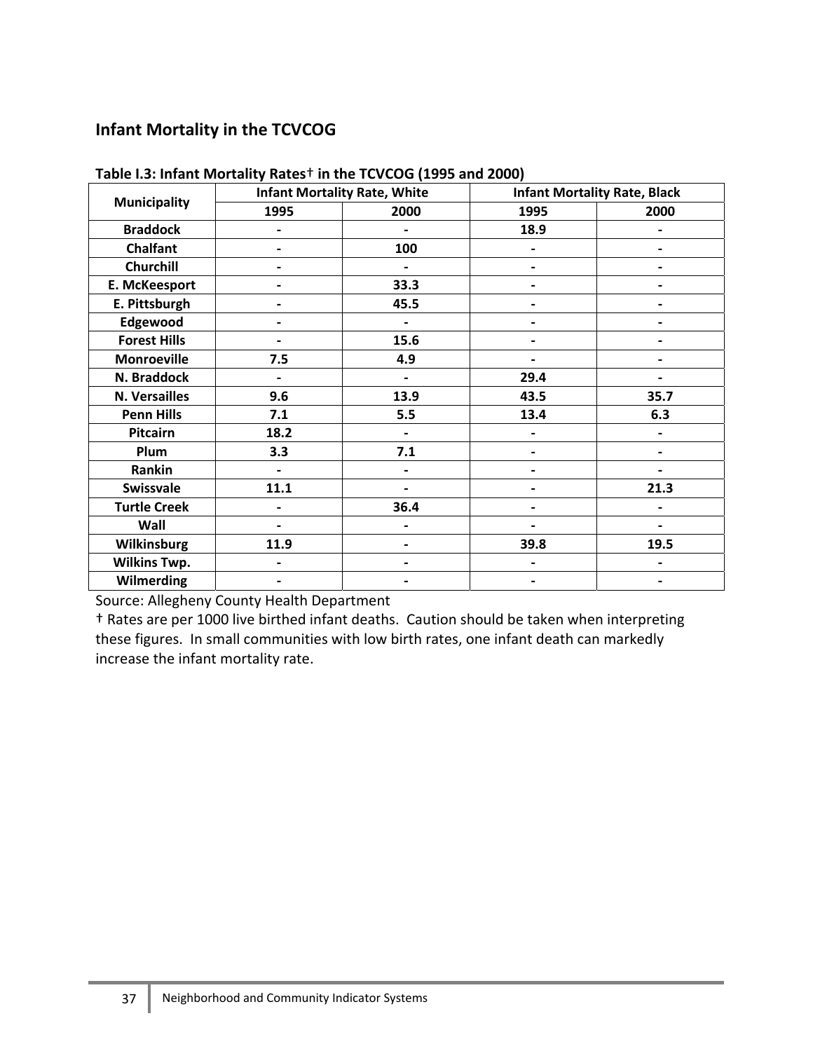## Infant Mortality in the TCVCOG

**Table I.3: Infant Mortality Rates† in the TCVCOG (1995 and 2000)**

| Municipality | Infant Mortality Rate, White | | Infant Mortality Rate, Black | |
|---|---|---|---|---|
| | 1995 | 2000 | 1995 | 2000 |
| Braddock | - | - | 18.9 | - |
| Chalfant | - | 100 | - | - |
| Churchill | - | - | - | - |
| E. McKeesport | - | 33.3 | - | - |
| E. Pittsburgh | - | 45.5 | - | - |
| Edgewood | - | - | - | - |
| Forest Hills | - | 15.6 | - | - |
| Monroeville | 7.5 | 4.9 | - | - |
| N. Braddock | - | - | 29.4 | - |
| N. Versailles | 9.6 | 13.9 | 43.5 | 35.7 |
| Penn Hills | 7.1 | 5.5 | 13.4 | 6.3 |
| Pitcairn | 18.2 | - | - | - |
| Plum | 3.3 | 7.1 | - | - |
| Rankin | - | - | - | - |
| Swissvale | 11.1 | - | - | 21.3 |
| Turtle Creek | - | 36.4 | - | - |
| Wall | - | - | - | - |
| Wilkinsburg | 11.9 | - | 39.8 | 19.5 |
| Wilkins Twp. | - | - | - | - |
| Wilmerding | - | - | - | - |

Source: Allegheny County Health Department

† Rates are per 1000 live birthed infant deaths. Caution should be taken when interpreting these figures. In small communities with low birth rates, one infant death can markedly increase the infant mortality rate.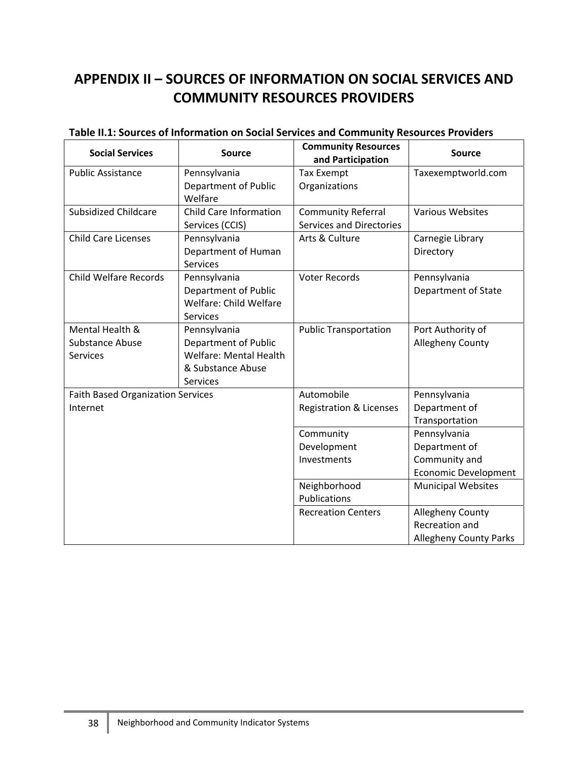# APPENDIX II – SOURCES OF INFORMATION ON SOCIAL SERVICES AND COMMUNITY RESOURCES PROVIDERS

**Table II.1: Sources of Information on Social Services and Community Resources Providers**

| Social Services | Source | Community Resources and Participation | Source |
|---|---|---|---|
| Public Assistance | Pennsylvania Department of Public Welfare | Tax Exempt Organizations | Taxexemptworld.com |
| Subsidized Childcare | Child Care Information Services (CCIS) | Community Referral Services and Directories | Various Websites |
| Child Care Licenses | Pennsylvania Department of Human Services | Arts & Culture | Carnegie Library Directory |
| Child Welfare Records | Pennsylvania Department of Public Welfare: Child Welfare Services | Voter Records | Pennsylvania Department of State |
| Mental Health & Substance Abuse Services | Pennsylvania Department of Public Welfare: Mental Health & Substance Abuse Services | Public Transportation | Port Authority of Allegheny County |
| Faith Based Organization Services Internet | | Automobile Registration & Licenses | Pennsylvania Department of Transportation |
| | | Community Development Investments | Pennsylvania Department of Community and Economic Development |
| | | Neighborhood Publications | Municipal Websites |
| | | Recreation Centers | Allegheny County Recreation and Allegheny County Parks |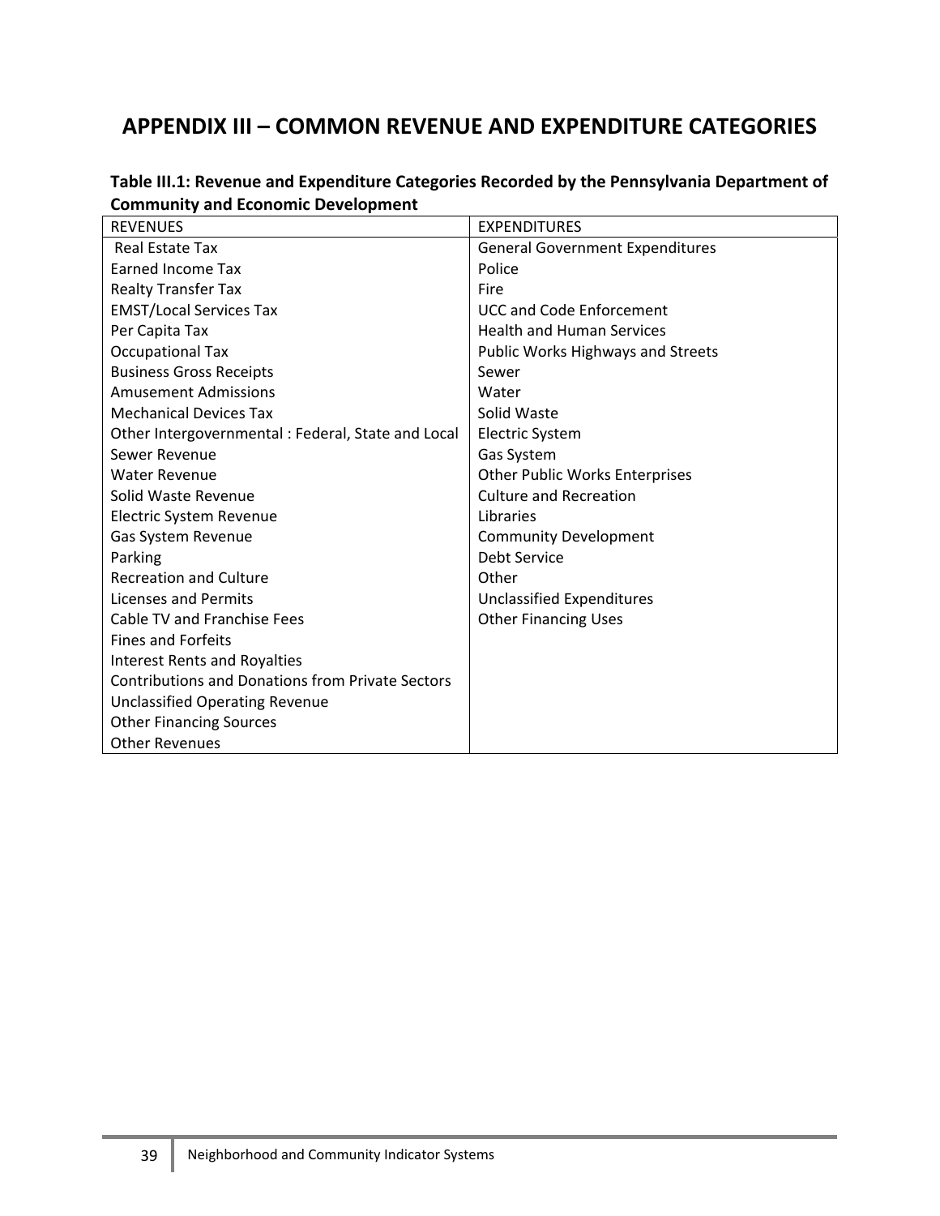# APPENDIX III – COMMON REVENUE AND EXPENDITURE CATEGORIES

**Table III.1: Revenue and Expenditure Categories Recorded by the Pennsylvania Department of Community and Economic Development**

| REVENUES | EXPENDITURES |
|---|---|
| Real Estate Tax | General Government Expenditures |
| Earned Income Tax | Police |
| Realty Transfer Tax | Fire |
| EMST/Local Services Tax | UCC and Code Enforcement |
| Per Capita Tax | Health and Human Services |
| Occupational Tax | Public Works Highways and Streets |
| Business Gross Receipts | Sewer |
| Amusement Admissions | Water |
| Mechanical Devices Tax | Solid Waste |
| Other Intergovernmental : Federal, State and Local | Electric System |
| Sewer Revenue | Gas System |
| Water Revenue | Other Public Works Enterprises |
| Solid Waste Revenue | Culture and Recreation |
| Electric System Revenue | Libraries |
| Gas System Revenue | Community Development |
| Parking | Debt Service |
| Recreation and Culture | Other |
| Licenses and Permits | Unclassified Expenditures |
| Cable TV and Franchise Fees | Other Financing Uses |
| Fines and Forfeits | |
| Interest Rents and Royalties | |
| Contributions and Donations from Private Sectors | |
| Unclassified Operating Revenue | |
| Other Financing Sources | |
| Other Revenues | |